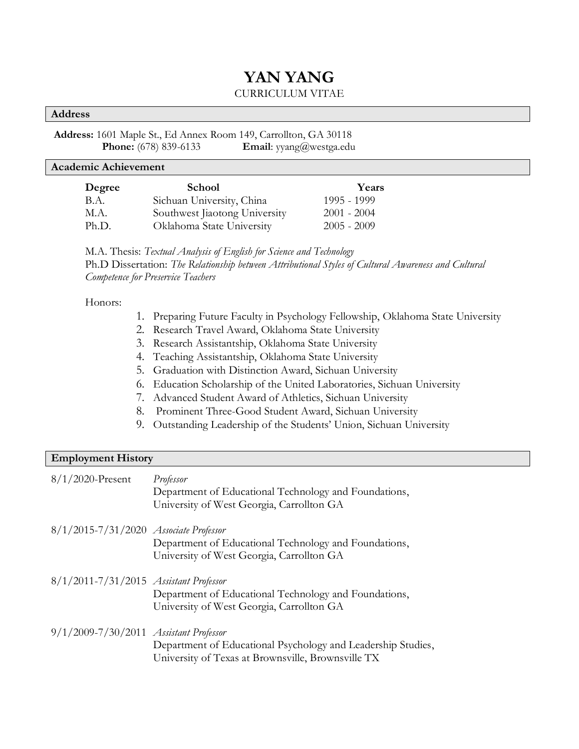# YAN YANG

CURRICULUM VITAE

## Address

**Address:** 1601 Maple St., Ed Annex Room 149, Carrollton, GA 30118
**Phone:** (678) 839-6133 **Email**: yyang@westga.edu

## Academic Achievement

| Degree | School | Years |
|---|---|---|
| B.A. | Sichuan University, China | 1995 - 1999 |
| M.A. | Southwest Jiaotong University | 2001 - 2004 |
| Ph.D. | Oklahoma State University | 2005 - 2009 |

M.A. Thesis: *Textual Analysis of English for Science and Technology*
Ph.D Dissertation: *The Relationship between Attributional Styles of Cultural Awareness and Cultural Competence for Preservice Teachers*

Honors:

1. Preparing Future Faculty in Psychology Fellowship, Oklahoma State University
2. Research Travel Award, Oklahoma State University
3. Research Assistantship, Oklahoma State University
4. Teaching Assistantship, Oklahoma State University
5. Graduation with Distinction Award, Sichuan University
6. Education Scholarship of the United Laboratories, Sichuan University
7. Advanced Student Award of Athletics, Sichuan University
8. Prominent Three-Good Student Award, Sichuan University
9. Outstanding Leadership of the Students' Union, Sichuan University

## Employment History

8/1/2020-Present *Professor*
Department of Educational Technology and Foundations,
University of West Georgia, Carrollton GA

8/1/2015-7/31/2020 *Associate Professor*
Department of Educational Technology and Foundations,
University of West Georgia, Carrollton GA

8/1/2011-7/31/2015 *Assistant Professor*
Department of Educational Technology and Foundations,
University of West Georgia, Carrollton GA

9/1/2009-7/30/2011 *Assistant Professor*
Department of Educational Psychology and Leadership Studies,
University of Texas at Brownsville, Brownsville TX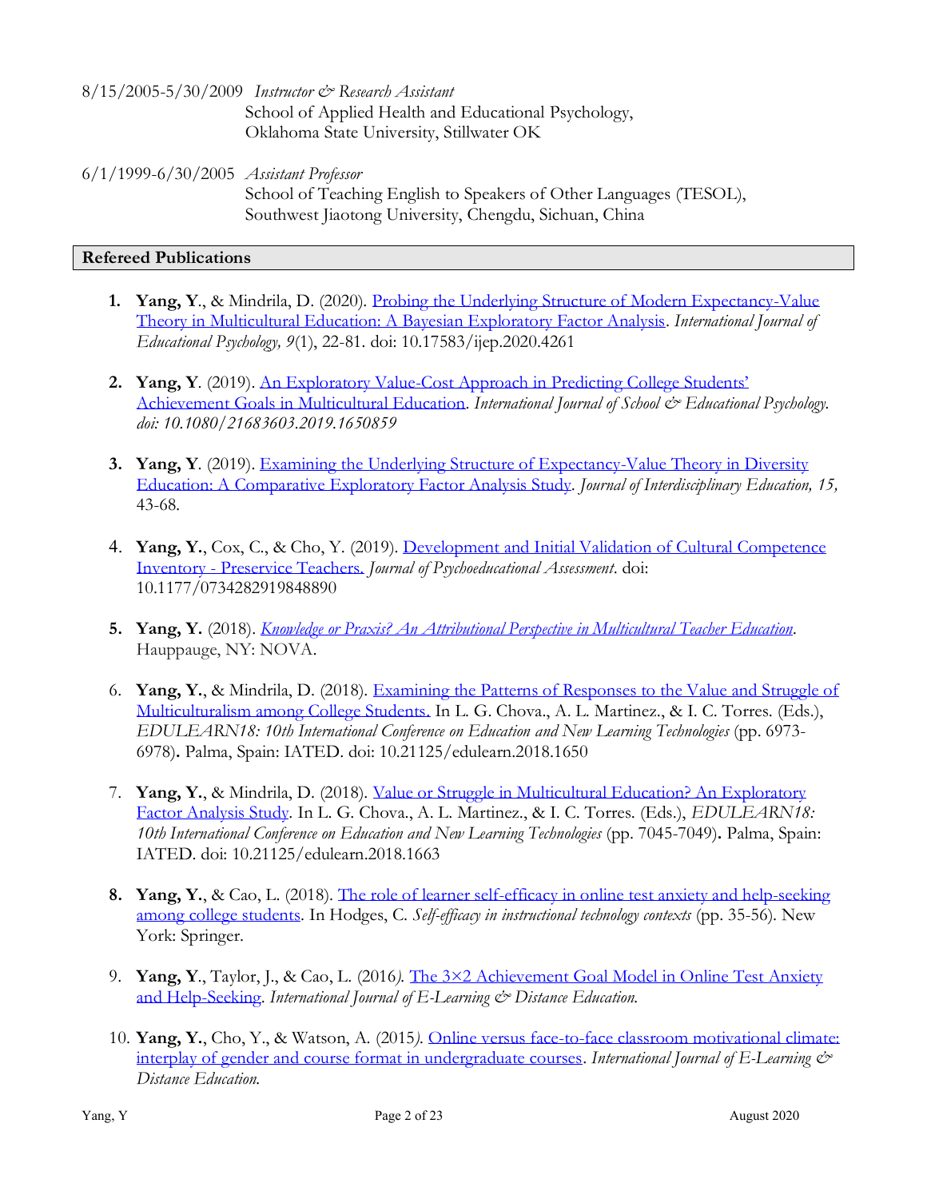8/15/2005-5/30/2009 *Instructor & Research Assistant*
School of Applied Health and Educational Psychology,
Oklahoma State University, Stillwater OK

6/1/1999-6/30/2005 *Assistant Professor*
School of Teaching English to Speakers of Other Languages (TESOL),
Southwest Jiaotong University, Chengdu, Sichuan, China

## Refereed Publications

1. **Yang, Y**., & Mindrila, D. (2020). Probing the Underlying Structure of Modern Expectancy-Value Theory in Multicultural Education: A Bayesian Exploratory Factor Analysis. *International Journal of Educational Psychology, 9*(1), 22-81. doi: 10.17583/ijep.2020.4261

2. **Yang, Y**. (2019). An Exploratory Value-Cost Approach in Predicting College Students' Achievement Goals in Multicultural Education. *International Journal of School & Educational Psychology. doi: 10.1080/21683603.2019.1650859*

3. **Yang, Y**. (2019). Examining the Underlying Structure of Expectancy-Value Theory in Diversity Education: A Comparative Exploratory Factor Analysis Study. *Journal of Interdisciplinary Education, 15,* 43-68.

4. **Yang, Y.**, Cox, C., & Cho, Y. (2019). Development and Initial Validation of Cultural Competence Inventory - Preservice Teachers. *Journal of Psychoeducational Assessment*. doi: 10.1177/0734282919848890

5. **Yang, Y.** (2018). *Knowledge or Praxis? An Attributional Perspective in Multicultural Teacher Education*. Hauppauge, NY: NOVA.

6. **Yang, Y.**, & Mindrila, D. (2018). Examining the Patterns of Responses to the Value and Struggle of Multiculturalism among College Students. In L. G. Chova., A. L. Martinez., & I. C. Torres. (Eds.), *EDULEARN18: 10th International Conference on Education and New Learning Technologies* (pp. 6973-6978)**.** Palma, Spain: IATED. doi: 10.21125/edulearn.2018.1650

7. **Yang, Y.**, & Mindrila, D. (2018). Value or Struggle in Multicultural Education? An Exploratory Factor Analysis Study. In L. G. Chova., A. L. Martinez., & I. C. Torres. (Eds.), *EDULEARN18: 10th International Conference on Education and New Learning Technologies* (pp. 7045-7049)**.** Palma, Spain: IATED. doi: 10.21125/edulearn.2018.1663

8. **Yang, Y.**, & Cao, L. (2018). The role of learner self-efficacy in online test anxiety and help-seeking among college students. In Hodges, C. *Self-efficacy in instructional technology contexts* (pp. 35-56). New York: Springer.

9. **Yang, Y**., Taylor, J., & Cao, L. (2016*).* The 3×2 Achievement Goal Model in Online Test Anxiety and Help-Seeking. *International Journal of E-Learning & Distance Education.*

10. **Yang, Y.**, Cho, Y., & Watson, A. (2015*).* Online versus face-to-face classroom motivational climate: interplay of gender and course format in undergraduate courses. *International Journal of E-Learning & Distance Education.*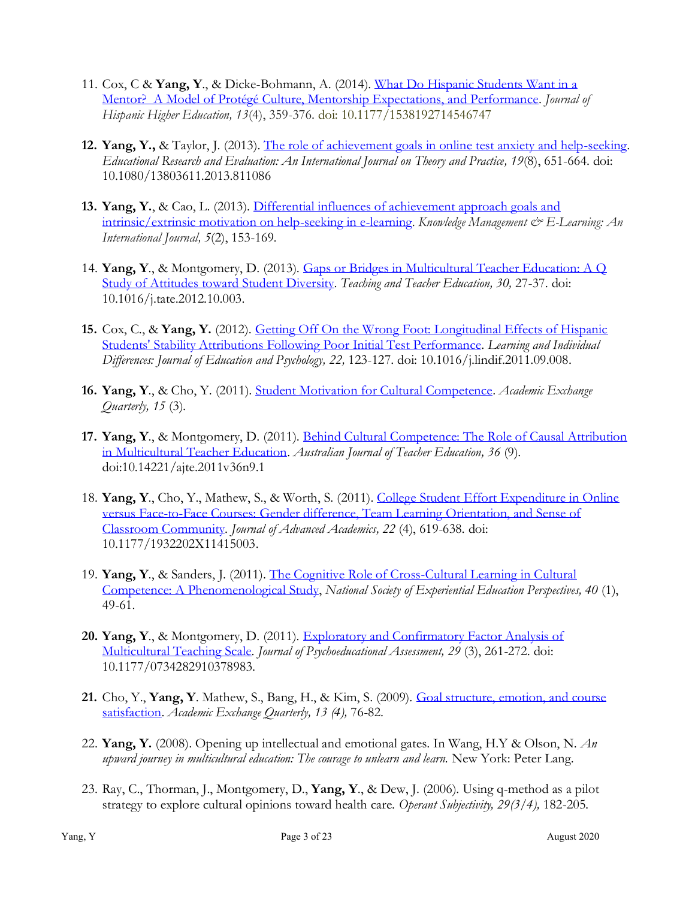11. Cox, C & **Yang, Y**., & Dicke-Bohmann, A. (2014). What Do Hispanic Students Want in a Mentor? A Model of Protégé Culture, Mentorship Expectations, and Performance. *Journal of Hispanic Higher Education, 13*(4), 359-376. doi: 10.1177/1538192714546747

12. **Yang, Y.,** & Taylor, J. (2013). The role of achievement goals in online test anxiety and help-seeking. *Educational Research and Evaluation: An International Journal on Theory and Practice, 19*(8), 651-664. doi: 10.1080/13803611.2013.811086

13. **Yang, Y.**, & Cao, L. (2013). Differential influences of achievement approach goals and intrinsic/extrinsic motivation on help-seeking in e-learning. *Knowledge Management & E-Learning: An International Journal, 5*(2), 153-169.

14. **Yang, Y**., & Montgomery, D. (2013). Gaps or Bridges in Multicultural Teacher Education: A Q Study of Attitudes toward Student Diversity. *Teaching and Teacher Education, 30,* 27-37. doi: 10.1016/j.tate.2012.10.003.

15. Cox, C., & **Yang, Y.** (2012). Getting Off On the Wrong Foot: Longitudinal Effects of Hispanic Students' Stability Attributions Following Poor Initial Test Performance. *Learning and Individual Differences: Journal of Education and Psychology, 22,* 123-127. doi: 10.1016/j.lindif.2011.09.008.

16. **Yang, Y**., & Cho, Y. (2011). Student Motivation for Cultural Competence. *Academic Exchange Quarterly, 15* (3).

17. **Yang, Y**., & Montgomery, D. (2011). Behind Cultural Competence: The Role of Causal Attribution in Multicultural Teacher Education. *Australian Journal of Teacher Education, 36* (9). doi:10.14221/ajte.2011v36n9.1

18. **Yang, Y**., Cho, Y., Mathew, S., & Worth, S. (2011). College Student Effort Expenditure in Online versus Face-to-Face Courses: Gender difference, Team Learning Orientation, and Sense of Classroom Community. *Journal of Advanced Academics, 22* (4), 619-638. doi: 10.1177/1932202X11415003.

19. **Yang, Y**., & Sanders, J. (2011). The Cognitive Role of Cross-Cultural Learning in Cultural Competence: A Phenomenological Study, *National Society of Experiential Education Perspectives, 40* (1), 49-61.

20. **Yang, Y**., & Montgomery, D. (2011). Exploratory and Confirmatory Factor Analysis of Multicultural Teaching Scale. *Journal of Psychoeducational Assessment, 29* (3), 261-272. doi: 10.1177/0734282910378983.

21. Cho, Y., **Yang, Y**. Mathew, S., Bang, H., & Kim, S. (2009). Goal structure, emotion, and course satisfaction. *Academic Exchange Quarterly, 13 (4),* 76-82.

22. **Yang, Y.** (2008). Opening up intellectual and emotional gates. In Wang, H.Y & Olson, N. *An upward journey in multicultural education: The courage to unlearn and learn.* New York: Peter Lang.

23. Ray, C., Thorman, J., Montgomery, D., **Yang, Y**., & Dew, J. (2006). Using q-method as a pilot strategy to explore cultural opinions toward health care. *Operant Subjectivity, 29(3/4),* 182-205.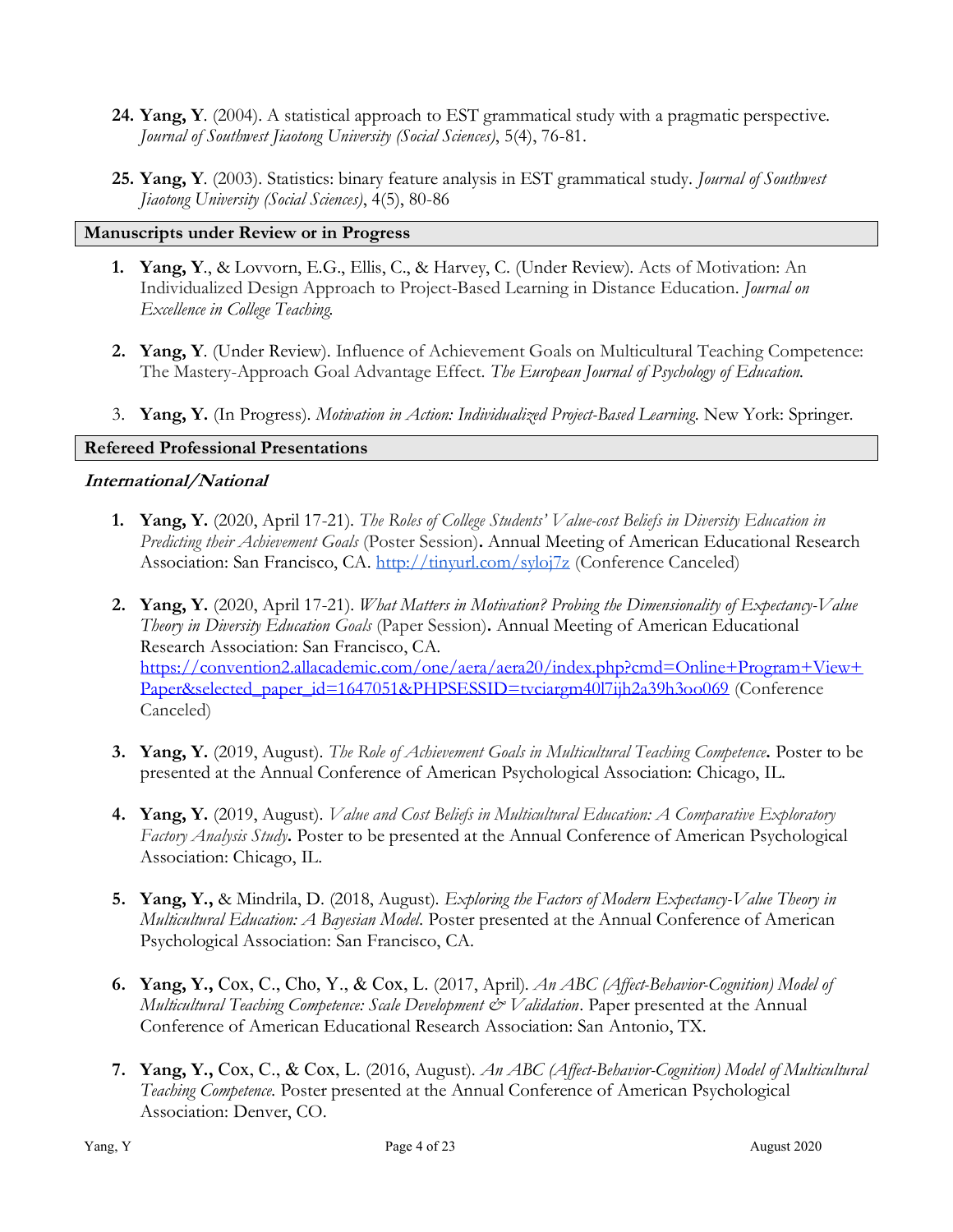24. **Yang, Y**. (2004). A statistical approach to EST grammatical study with a pragmatic perspective. *Journal of Southwest Jiaotong University (Social Sciences)*, 5(4), 76-81.

25. **Yang, Y**. (2003). Statistics: binary feature analysis in EST grammatical study. *Journal of Southwest Jiaotong University (Social Sciences)*, 4(5), 80-86

## Manuscripts under Review or in Progress

1. **Yang, Y**., & Lovvorn, E.G., Ellis, C., & Harvey, C. (Under Review). Acts of Motivation: An Individualized Design Approach to Project-Based Learning in Distance Education. *Journal on Excellence in College Teaching.*

2. **Yang, Y**. (Under Review). Influence of Achievement Goals on Multicultural Teaching Competence: The Mastery-Approach Goal Advantage Effect. *The European Journal of Psychology of Education.*

3. **Yang, Y.** (In Progress). *Motivation in Action: Individualized Project-Based Learning.* New York: Springer.

## Refereed Professional Presentations

### *International/National*

1. **Yang, Y.** (2020, April 17-21). *The Roles of College Students' Value-cost Beliefs in Diversity Education in Predicting their Achievement Goals* (Poster Session)**.** Annual Meeting of American Educational Research Association: San Francisco, CA. [http://tinyurl.com/syloj7z](http://tinyurl.com/syloj7z) (Conference Canceled)

2. **Yang, Y.** (2020, April 17-21). *What Matters in Motivation? Probing the Dimensionality of Expectancy-Value Theory in Diversity Education Goals* (Paper Session)**.** Annual Meeting of American Educational Research Association: San Francisco, CA. [https://convention2.allacademic.com/one/aera/aera20/index.php?cmd=Online+Program+View+Paper&selected_paper_id=1647051&PHPSESSID=tvciargm40l7ijh2a39h3oo069](https://convention2.allacademic.com/one/aera/aera20/index.php?cmd=Online+Program+View+Paper&selected_paper_id=1647051&PHPSESSID=tvciargm40l7ijh2a39h3oo069) (Conference Canceled)

3. **Yang, Y.** (2019, August). *The Role of Achievement Goals in Multicultural Teaching Competence***.** Poster to be presented at the Annual Conference of American Psychological Association: Chicago, IL.

4. **Yang, Y.** (2019, August). *Value and Cost Beliefs in Multicultural Education: A Comparative Exploratory Factory Analysis Study***.** Poster to be presented at the Annual Conference of American Psychological Association: Chicago, IL.

5. **Yang, Y.,** & Mindrila, D. (2018, August). *Exploring the Factors of Modern Expectancy-Value Theory in Multicultural Education: A Bayesian Model*. Poster presented at the Annual Conference of American Psychological Association: San Francisco, CA.

6. **Yang, Y.,** Cox, C., Cho, Y., & Cox, L. (2017, April). *An ABC (Affect-Behavior-Cognition) Model of Multicultural Teaching Competence: Scale Development & Validation*. Paper presented at the Annual Conference of American Educational Research Association: San Antonio, TX.

7. **Yang, Y.,** Cox, C., & Cox, L. (2016, August). *An ABC (Affect-Behavior-Cognition) Model of Multicultural Teaching Competence.* Poster presented at the Annual Conference of American Psychological Association: Denver, CO.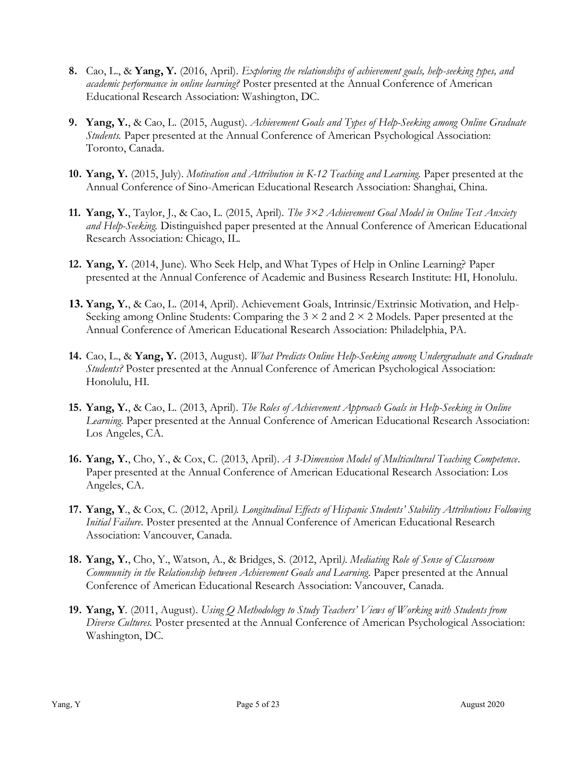8. Cao, L., & **Yang, Y.** (2016, April). *Exploring the relationships of achievement goals, help-seeking types, and academic performance in online learning?* Poster presented at the Annual Conference of American Educational Research Association: Washington, DC.

9. **Yang, Y.**, & Cao, L. (2015, August). *Achievement Goals and Types of Help-Seeking among Online Graduate Students.* Paper presented at the Annual Conference of American Psychological Association: Toronto, Canada.

10. **Yang, Y.** (2015, July). *Motivation and Attribution in K-12 Teaching and Learning.* Paper presented at the Annual Conference of Sino-American Educational Research Association: Shanghai, China.

11. **Yang, Y.**, Taylor, J., & Cao, L. (2015, April). *The 3×2 Achievement Goal Model in Online Test Anxiety and Help-Seeking.* Distinguished paper presented at the Annual Conference of American Educational Research Association: Chicago, IL.

12. **Yang, Y.** (2014, June). Who Seek Help, and What Types of Help in Online Learning? Paper presented at the Annual Conference of Academic and Business Research Institute: HI, Honolulu.

13. **Yang, Y.**, & Cao, L. (2014, April). Achievement Goals, Intrinsic/Extrinsic Motivation, and Help-Seeking among Online Students: Comparing the 3 × 2 and 2 × 2 Models. Paper presented at the Annual Conference of American Educational Research Association: Philadelphia, PA.

14. Cao, L., & **Yang, Y.** (2013, August). *What Predicts Online Help-Seeking among Undergraduate and Graduate Students?* Poster presented at the Annual Conference of American Psychological Association: Honolulu, HI.

15. **Yang, Y.**, & Cao, L. (2013, April). *The Roles of Achievement Approach Goals in Help-Seeking in Online Learning.* Paper presented at the Annual Conference of American Educational Research Association: Los Angeles, CA.

16. **Yang, Y.**, Cho, Y., & Cox, C. (2013, April). *A 3-Dimension Model of Multicultural Teaching Competence*. Paper presented at the Annual Conference of American Educational Research Association: Los Angeles, CA.

17. **Yang, Y**., & Cox, C. (2012, April). *Longitudinal Effects of Hispanic Students' Stability Attributions Following Initial Failure.* Poster presented at the Annual Conference of American Educational Research Association: Vancouver, Canada.

18. **Yang, Y.**, Cho, Y., Watson, A., & Bridges, S. (2012, April). *Mediating Role of Sense of Classroom Community in the Relationship between Achievement Goals and Learning.* Paper presented at the Annual Conference of American Educational Research Association: Vancouver, Canada.

19. **Yang, Y**. (2011, August). *Using Q Methodology to Study Teachers' Views of Working with Students from Diverse Cultures.* Poster presented at the Annual Conference of American Psychological Association: Washington, DC.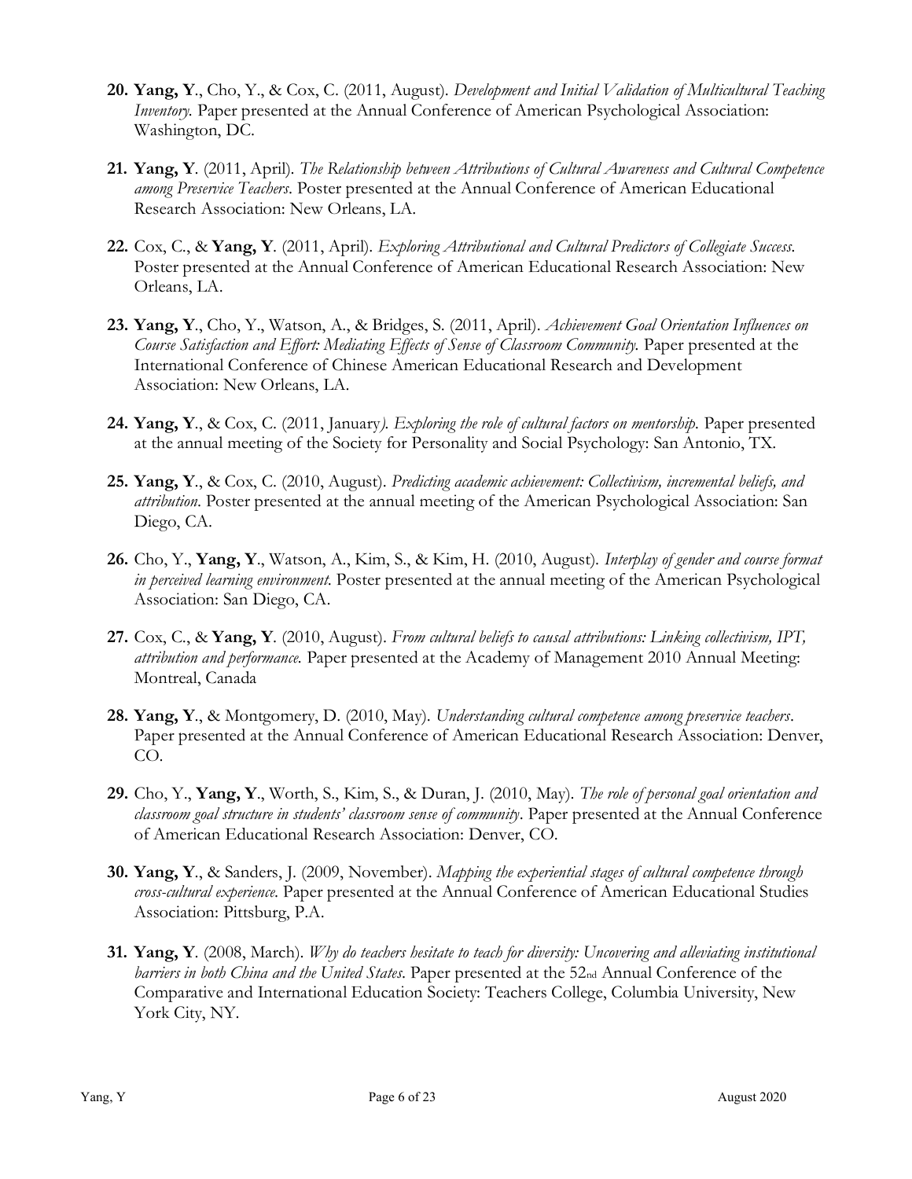20. **Yang, Y**., Cho, Y., & Cox, C. (2011, August). *Development and Initial Validation of Multicultural Teaching Inventory.* Paper presented at the Annual Conference of American Psychological Association: Washington, DC.

21. **Yang, Y**. (2011, April). *The Relationship between Attributions of Cultural Awareness and Cultural Competence among Preservice Teachers*. Poster presented at the Annual Conference of American Educational Research Association: New Orleans, LA.

22. Cox, C., & **Yang, Y**. (2011, April). *Exploring Attributional and Cultural Predictors of Collegiate Success.* Poster presented at the Annual Conference of American Educational Research Association: New Orleans, LA.

23. **Yang, Y**., Cho, Y., Watson, A., & Bridges, S. (2011, April). *Achievement Goal Orientation Influences on Course Satisfaction and Effort: Mediating Effects of Sense of Classroom Community.* Paper presented at the International Conference of Chinese American Educational Research and Development Association: New Orleans, LA.

24. **Yang, Y**., & Cox, C. (2011, January). *Exploring the role of cultural factors on mentorship.* Paper presented at the annual meeting of the Society for Personality and Social Psychology: San Antonio, TX.

25. **Yang, Y**., & Cox, C. (2010, August). *Predicting academic achievement: Collectivism, incremental beliefs, and attribution.* Poster presented at the annual meeting of the American Psychological Association: San Diego, CA.

26. Cho, Y., **Yang, Y**., Watson, A., Kim, S., & Kim, H. (2010, August). *Interplay of gender and course format in perceived learning environment.* Poster presented at the annual meeting of the American Psychological Association: San Diego, CA.

27. Cox, C., & **Yang, Y**. (2010, August). *From cultural beliefs to causal attributions: Linking collectivism, IPT, attribution and performance.* Paper presented at the Academy of Management 2010 Annual Meeting: Montreal, Canada

28. **Yang, Y**., & Montgomery, D. (2010, May). *Understanding cultural competence among preservice teachers*. Paper presented at the Annual Conference of American Educational Research Association: Denver, CO.

29. Cho, Y., **Yang, Y**., Worth, S., Kim, S., & Duran, J. (2010, May). *The role of personal goal orientation and classroom goal structure in students' classroom sense of community*. Paper presented at the Annual Conference of American Educational Research Association: Denver, CO.

30. **Yang, Y**., & Sanders, J. (2009, November). *Mapping the experiential stages of cultural competence through cross-cultural experience.* Paper presented at the Annual Conference of American Educational Studies Association: Pittsburg, P.A.

31. **Yang, Y**. (2008, March). *Why do teachers hesitate to teach for diversity: Uncovering and alleviating institutional barriers in both China and the United States*. Paper presented at the 52nd Annual Conference of the Comparative and International Education Society: Teachers College, Columbia University, New York City, NY.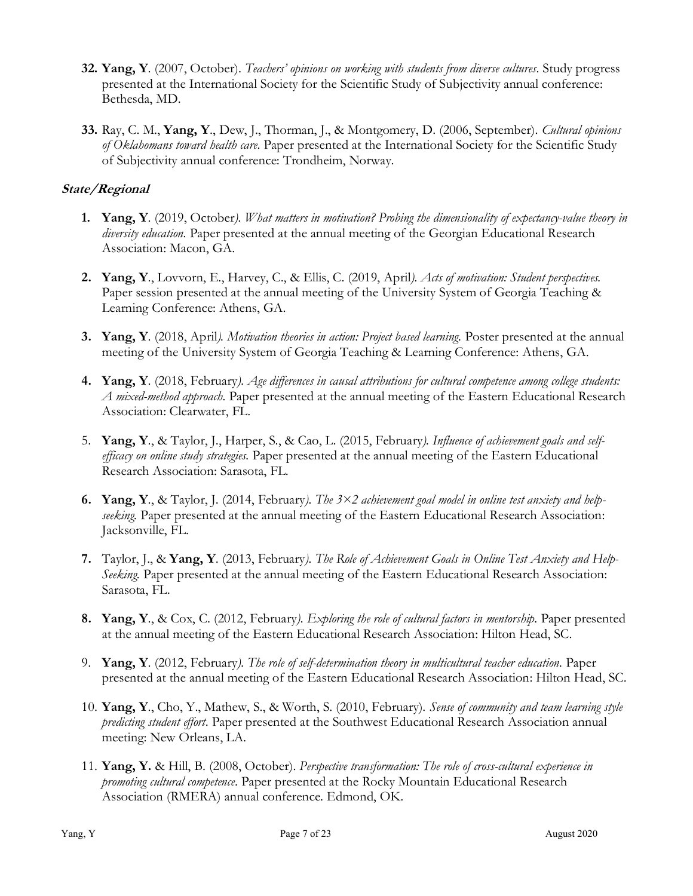32. **Yang, Y**. (2007, October). *Teachers' opinions on working with students from diverse cultures*. Study progress presented at the International Society for the Scientific Study of Subjectivity annual conference: Bethesda, MD.

33. Ray, C. M., **Yang, Y**., Dew, J., Thorman, J., & Montgomery, D. (2006, September). *Cultural opinions of Oklahomans toward health care*. Paper presented at the International Society for the Scientific Study of Subjectivity annual conference: Trondheim, Norway.

### *State/Regional*

1. **Yang, Y**. (2019, October*). What matters in motivation? Probing the dimensionality of expectancy-value theory in diversity education.* Paper presented at the annual meeting of the Georgian Educational Research Association: Macon, GA.

2. **Yang, Y**., Lovvorn, E., Harvey, C., & Ellis, C. (2019, April*). Acts of motivation: Student perspectives.* Paper session presented at the annual meeting of the University System of Georgia Teaching & Learning Conference: Athens, GA.

3. **Yang, Y**. (2018, April*). Motivation theories in action: Project based learning.* Poster presented at the annual meeting of the University System of Georgia Teaching & Learning Conference: Athens, GA.

4. **Yang, Y**. (2018, February*). Age differences in causal attributions for cultural competence among college students: A mixed-method approach.* Paper presented at the annual meeting of the Eastern Educational Research Association: Clearwater, FL.

5. **Yang, Y**., & Taylor, J., Harper, S., & Cao, L. (2015, February*). Influence of achievement goals and self-efficacy on online study strategies.* Paper presented at the annual meeting of the Eastern Educational Research Association: Sarasota, FL.

6. **Yang, Y**., & Taylor, J. (2014, February*). The 3×2 achievement goal model in online test anxiety and help-seeking.* Paper presented at the annual meeting of the Eastern Educational Research Association: Jacksonville, FL.

7. Taylor, J., & **Yang, Y**. (2013, February*). The Role of Achievement Goals in Online Test Anxiety and Help-Seeking.* Paper presented at the annual meeting of the Eastern Educational Research Association: Sarasota, FL.

8. **Yang, Y**., & Cox, C. (2012, February*). Exploring the role of cultural factors in mentorship.* Paper presented at the annual meeting of the Eastern Educational Research Association: Hilton Head, SC.

9. **Yang, Y**. (2012, February*). The role of self-determination theory in multicultural teacher education.* Paper presented at the annual meeting of the Eastern Educational Research Association: Hilton Head, SC.

10. **Yang, Y**., Cho, Y., Mathew, S., & Worth, S. (2010, February). *Sense of community and team learning style predicting student effort*. Paper presented at the Southwest Educational Research Association annual meeting: New Orleans, LA.

11. **Yang, Y.** & Hill, B. (2008, October). *Perspective transformation: The role of cross-cultural experience in promoting cultural competence*. Paper presented at the Rocky Mountain Educational Research Association (RMERA) annual conference. Edmond, OK.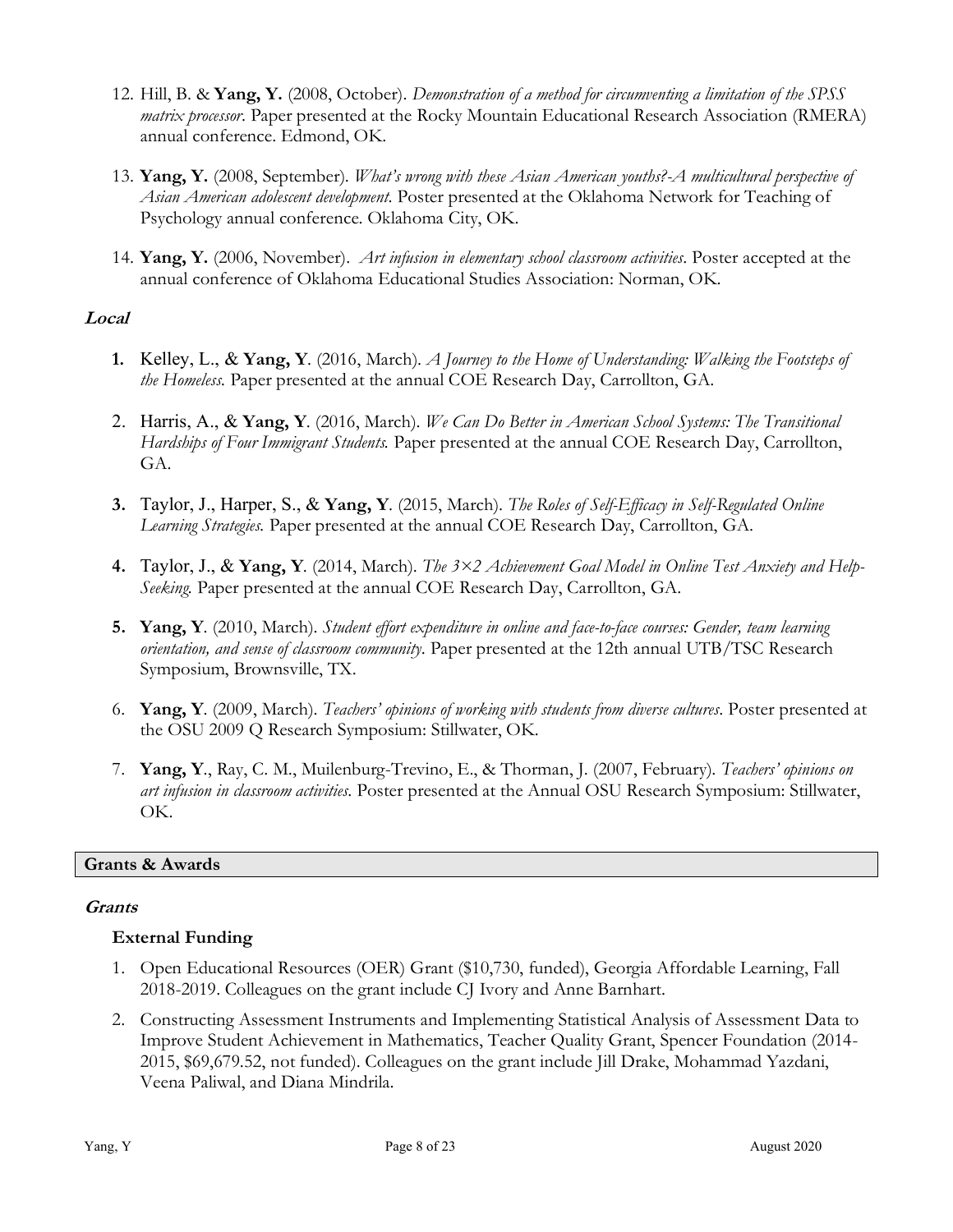12. Hill, B. & **Yang, Y.** (2008, October). *Demonstration of a method for circumventing a limitation of the SPSS matrix processor*. Paper presented at the Rocky Mountain Educational Research Association (RMERA) annual conference. Edmond, OK.

13. **Yang, Y.** (2008, September). *What's wrong with these Asian American youths?-A multicultural perspective of Asian American adolescent development*. Poster presented at the Oklahoma Network for Teaching of Psychology annual conference. Oklahoma City, OK.

14. **Yang, Y.** (2006, November). *Art infusion in elementary school classroom activities*. Poster accepted at the annual conference of Oklahoma Educational Studies Association: Norman, OK.

### *Local*

1. Kelley, L., & **Yang, Y**. (2016, March). *A Journey to the Home of Understanding: Walking the Footsteps of the Homeless.* Paper presented at the annual COE Research Day, Carrollton, GA.

2. Harris, A., & **Yang, Y**. (2016, March). *We Can Do Better in American School Systems: The Transitional Hardships of Four Immigrant Students.* Paper presented at the annual COE Research Day, Carrollton, GA.

3. Taylor, J., Harper, S., & **Yang, Y**. (2015, March). *The Roles of Self-Efficacy in Self-Regulated Online Learning Strategies.* Paper presented at the annual COE Research Day, Carrollton, GA.

4. Taylor, J., & **Yang, Y**. (2014, March). *The 3×2 Achievement Goal Model in Online Test Anxiety and Help-Seeking.* Paper presented at the annual COE Research Day, Carrollton, GA.

5. **Yang, Y**. (2010, March). *Student effort expenditure in online and face-to-face courses: Gender, team learning orientation, and sense of classroom community*. Paper presented at the 12th annual UTB/TSC Research Symposium, Brownsville, TX.

6. **Yang, Y**. (2009, March). *Teachers' opinions of working with students from diverse cultures*. Poster presented at the OSU 2009 Q Research Symposium: Stillwater, OK.

7. **Yang, Y**., Ray, C. M., Muilenburg-Trevino, E., & Thorman, J. (2007, February). *Teachers' opinions on art infusion in classroom activities*. Poster presented at the Annual OSU Research Symposium: Stillwater, OK.

## Grants & Awards

### *Grants*

#### External Funding

1. Open Educational Resources (OER) Grant ($10,730, funded), Georgia Affordable Learning, Fall 2018-2019. Colleagues on the grant include CJ Ivory and Anne Barnhart.

2. Constructing Assessment Instruments and Implementing Statistical Analysis of Assessment Data to Improve Student Achievement in Mathematics, Teacher Quality Grant, Spencer Foundation (2014-2015, $69,679.52, not funded). Colleagues on the grant include Jill Drake, Mohammad Yazdani, Veena Paliwal, and Diana Mindrila.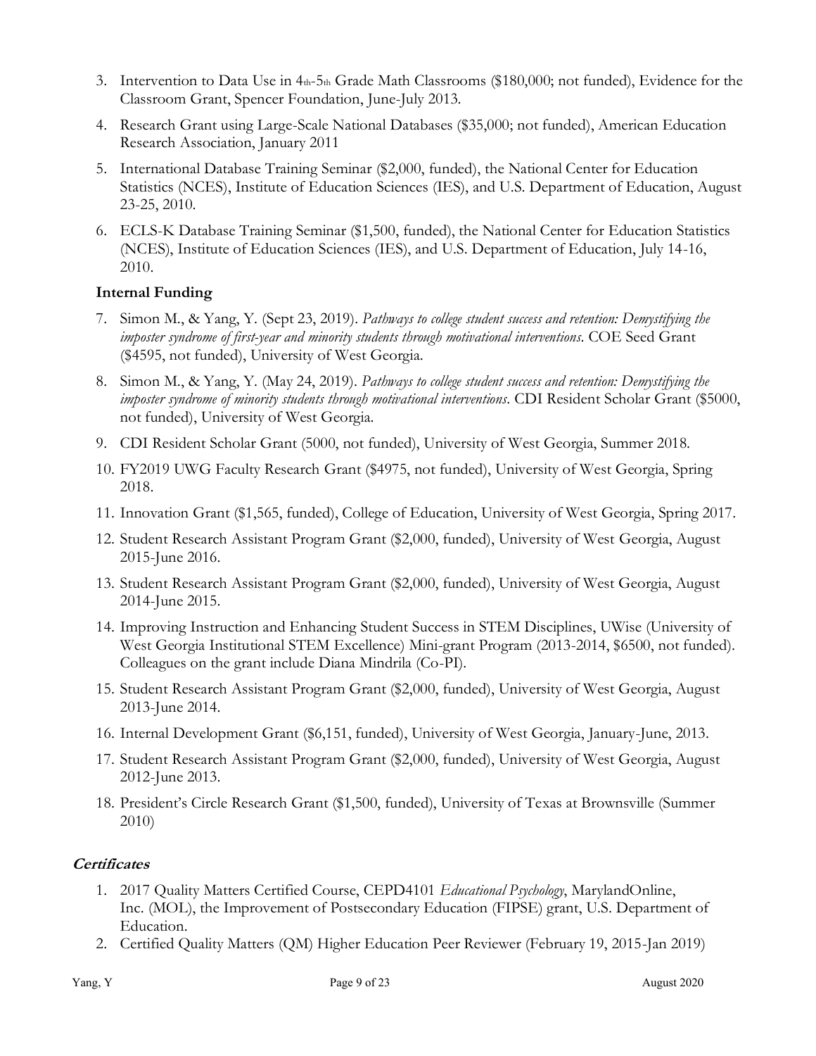3. Intervention to Data Use in $4_{th}$-$5_{th}$ Grade Math Classrooms ($180,000; not funded), Evidence for the Classroom Grant, Spencer Foundation, June-July 2013.
4. Research Grant using Large-Scale National Databases ($35,000; not funded), American Education Research Association, January 2011
5. International Database Training Seminar ($2,000, funded), the National Center for Education Statistics (NCES), Institute of Education Sciences (IES), and U.S. Department of Education, August 23-25, 2010.
6. ECLS-K Database Training Seminar ($1,500, funded), the National Center for Education Statistics (NCES), Institute of Education Sciences (IES), and U.S. Department of Education, July 14-16, 2010.

**Internal Funding**

7. Simon M., & Yang, Y. (Sept 23, 2019). *Pathways to college student success and retention: Demystifying the imposter syndrome of first-year and minority students through motivational interventions*. COE Seed Grant ($4595, not funded), University of West Georgia.
8. Simon M., & Yang, Y. (May 24, 2019). *Pathways to college student success and retention: Demystifying the imposter syndrome of minority students through motivational interventions*. CDI Resident Scholar Grant ($5000, not funded), University of West Georgia.
9. CDI Resident Scholar Grant (5000, not funded), University of West Georgia, Summer 2018.
10. FY2019 UWG Faculty Research Grant ($4975, not funded), University of West Georgia, Spring 2018.
11. Innovation Grant ($1,565, funded), College of Education, University of West Georgia, Spring 2017.
12. Student Research Assistant Program Grant ($2,000, funded), University of West Georgia, August 2015-June 2016.
13. Student Research Assistant Program Grant ($2,000, funded), University of West Georgia, August 2014-June 2015.
14. Improving Instruction and Enhancing Student Success in STEM Disciplines, UWise (University of West Georgia Institutional STEM Excellence) Mini-grant Program (2013-2014, $6500, not funded). Colleagues on the grant include Diana Mindrila (Co-PI).
15. Student Research Assistant Program Grant ($2,000, funded), University of West Georgia, August 2013-June 2014.
16. Internal Development Grant ($6,151, funded), University of West Georgia, January-June, 2013.
17. Student Research Assistant Program Grant ($2,000, funded), University of West Georgia, August 2012-June 2013.
18. President's Circle Research Grant ($1,500, funded), University of Texas at Brownsville (Summer 2010)

***Certificates***

1. 2017 Quality Matters Certified Course, CEPD4101 *Educational Psychology*, MarylandOnline, Inc. (MOL), the Improvement of Postsecondary Education (FIPSE) grant, U.S. Department of Education.
2. Certified Quality Matters (QM) Higher Education Peer Reviewer (February 19, 2015-Jan 2019)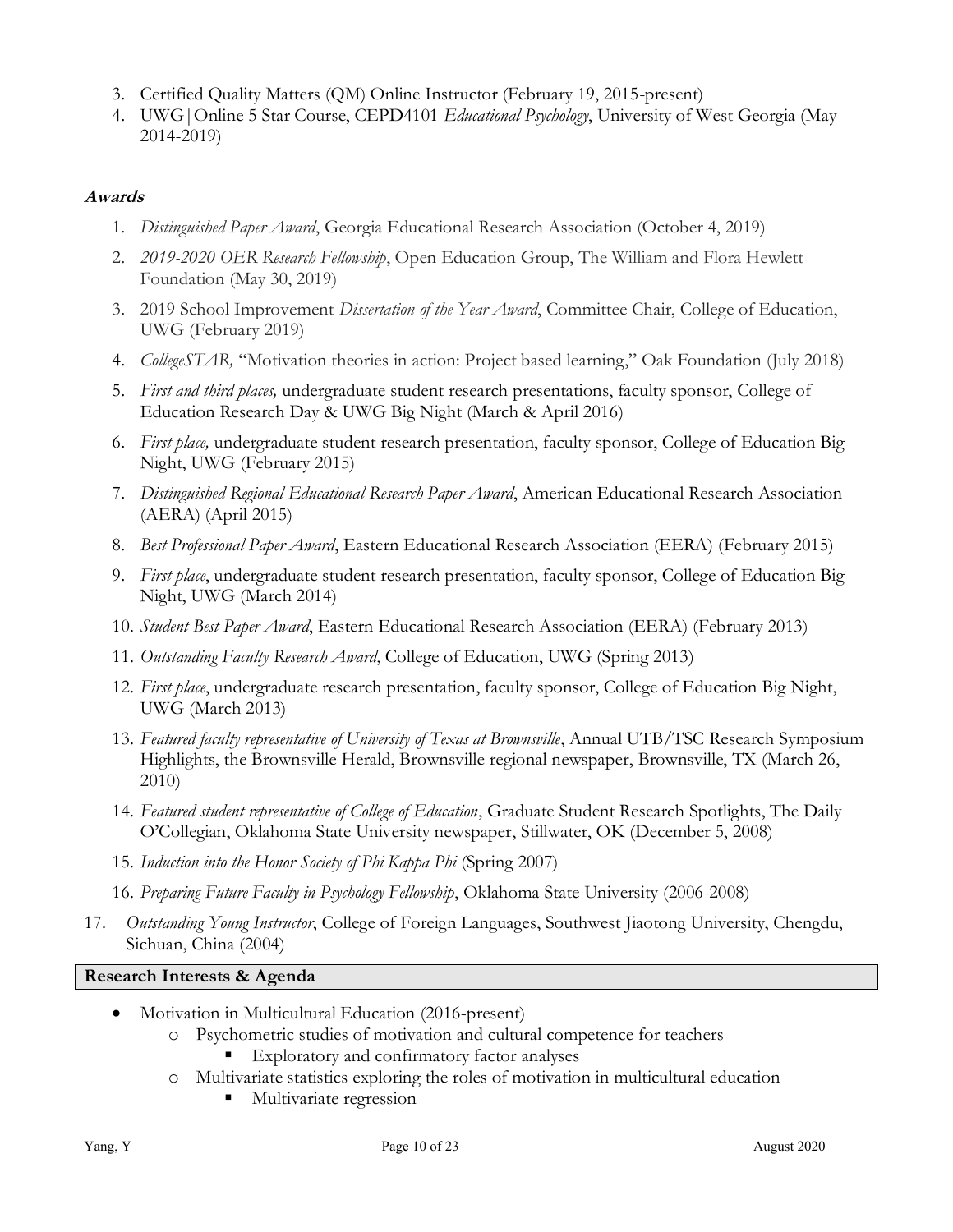3. Certified Quality Matters (QM) Online Instructor (February 19, 2015-present)
4. UWG|Online 5 Star Course, CEPD4101 *Educational Psychology*, University of West Georgia (May 2014-2019)

### ***Awards***

1. *Distinguished Paper Award*, Georgia Educational Research Association (October 4, 2019)
2. *2019-2020 OER Research Fellowship*, Open Education Group, The William and Flora Hewlett Foundation (May 30, 2019)
3. 2019 School Improvement *Dissertation of the Year Award*, Committee Chair, College of Education, UWG (February 2019)
4. *CollegeSTAR,* "Motivation theories in action: Project based learning," Oak Foundation (July 2018)
5. *First and third places,* undergraduate student research presentations, faculty sponsor, College of Education Research Day & UWG Big Night (March & April 2016)
6. *First place,* undergraduate student research presentation, faculty sponsor, College of Education Big Night, UWG (February 2015)
7. *Distinguished Regional Educational Research Paper Award*, American Educational Research Association (AERA) (April 2015)
8. *Best Professional Paper Award*, Eastern Educational Research Association (EERA) (February 2015)
9. *First place*, undergraduate student research presentation, faculty sponsor, College of Education Big Night, UWG (March 2014)
10. *Student Best Paper Award*, Eastern Educational Research Association (EERA) (February 2013)
11. *Outstanding Faculty Research Award*, College of Education, UWG (Spring 2013)
12. *First place*, undergraduate research presentation, faculty sponsor, College of Education Big Night, UWG (March 2013)
13. *Featured faculty representative of University of Texas at Brownsville*, Annual UTB/TSC Research Symposium Highlights, the Brownsville Herald, Brownsville regional newspaper, Brownsville, TX (March 26, 2010)
14. *Featured student representative of College of Education*, Graduate Student Research Spotlights, The Daily O'Collegian, Oklahoma State University newspaper, Stillwater, OK (December 5, 2008)
15. *Induction into the Honor Society of Phi Kappa Phi* (Spring 2007)
16. *Preparing Future Faculty in Psychology Fellowship*, Oklahoma State University (2006-2008)
17. *Outstanding Young Instructor*, College of Foreign Languages, Southwest Jiaotong University, Chengdu, Sichuan, China (2004)

## **Research Interests & Agenda**

- Motivation in Multicultural Education (2016-present)
  - Psychometric studies of motivation and cultural competence for teachers
    - Exploratory and confirmatory factor analyses
  - Multivariate statistics exploring the roles of motivation in multicultural education
    - Multivariate regression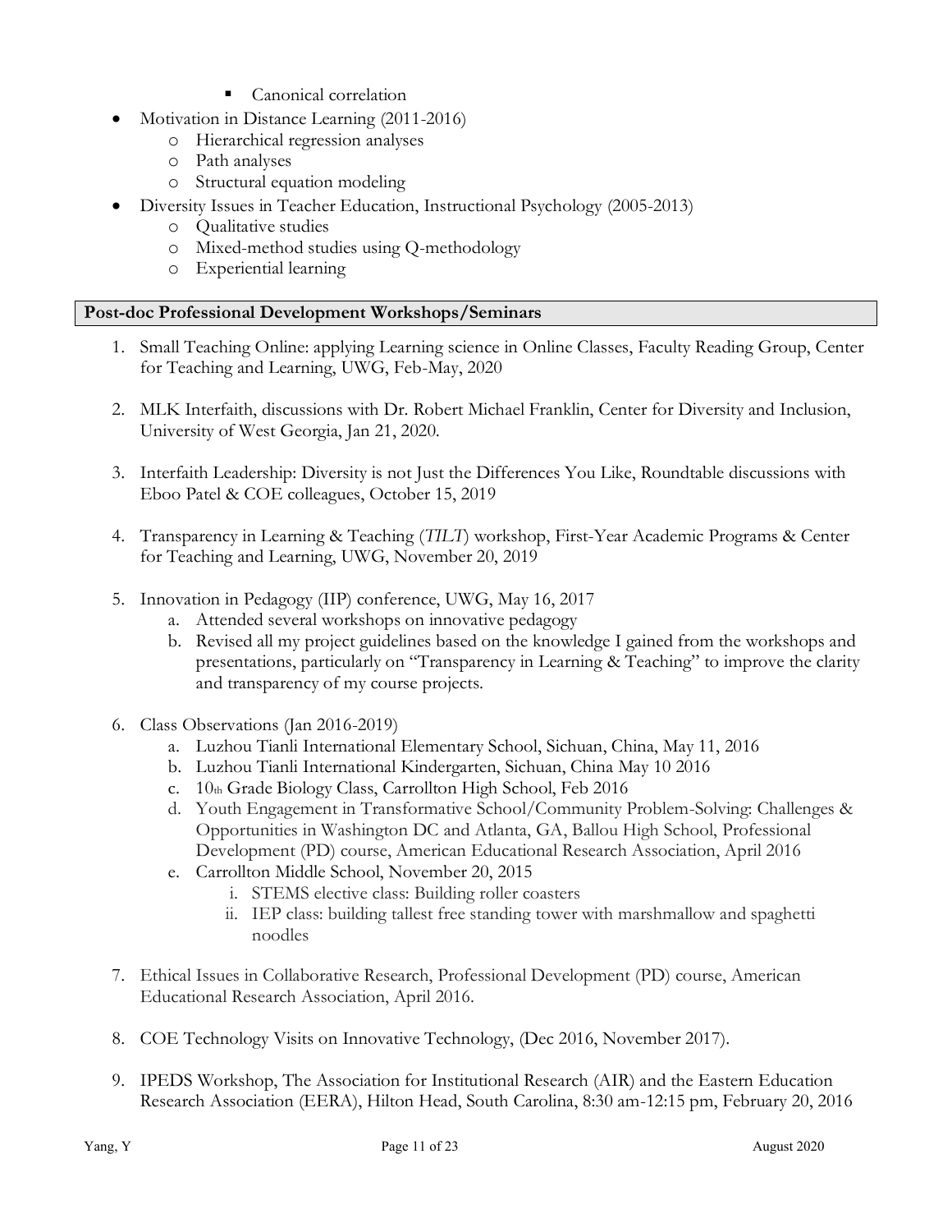- Canonical correlation
- Motivation in Distance Learning (2011-2016)
    - Hierarchical regression analyses
    - Path analyses
    - Structural equation modeling
- Diversity Issues in Teacher Education, Instructional Psychology (2005-2013)
    - Qualitative studies
    - Mixed-method studies using Q-methodology
    - Experiential learning

## Post-doc Professional Development Workshops/Seminars

1. Small Teaching Online: applying Learning science in Online Classes, Faculty Reading Group, Center for Teaching and Learning, UWG, Feb-May, 2020

2. MLK Interfaith, discussions with Dr. Robert Michael Franklin, Center for Diversity and Inclusion, University of West Georgia, Jan 21, 2020.

3. Interfaith Leadership: Diversity is not Just the Differences You Like, Roundtable discussions with Eboo Patel & COE colleagues, October 15, 2019

4. Transparency in Learning & Teaching (*TILT*) workshop, First-Year Academic Programs & Center for Teaching and Learning, UWG, November 20, 2019

5. Innovation in Pedagogy (IIP) conference, UWG, May 16, 2017
    a. Attended several workshops on innovative pedagogy
    b. Revised all my project guidelines based on the knowledge I gained from the workshops and presentations, particularly on "Transparency in Learning & Teaching" to improve the clarity and transparency of my course projects.

6. Class Observations (Jan 2016-2019)
    a. Luzhou Tianli International Elementary School, Sichuan, China, May 11, 2016
    b. Luzhou Tianli International Kindergarten, Sichuan, China May 10 2016
    c. 10th Grade Biology Class, Carrollton High School, Feb 2016
    d. Youth Engagement in Transformative School/Community Problem-Solving: Challenges & Opportunities in Washington DC and Atlanta, GA, Ballou High School, Professional Development (PD) course, American Educational Research Association, April 2016
    e. Carrollton Middle School, November 20, 2015
        i. STEMS elective class: Building roller coasters
        ii. IEP class: building tallest free standing tower with marshmallow and spaghetti noodles

7. Ethical Issues in Collaborative Research, Professional Development (PD) course, American Educational Research Association, April 2016.

8. COE Technology Visits on Innovative Technology, (Dec 2016, November 2017).

9. IPEDS Workshop, The Association for Institutional Research (AIR) and the Eastern Education Research Association (EERA), Hilton Head, South Carolina, 8:30 am-12:15 pm, February 20, 2016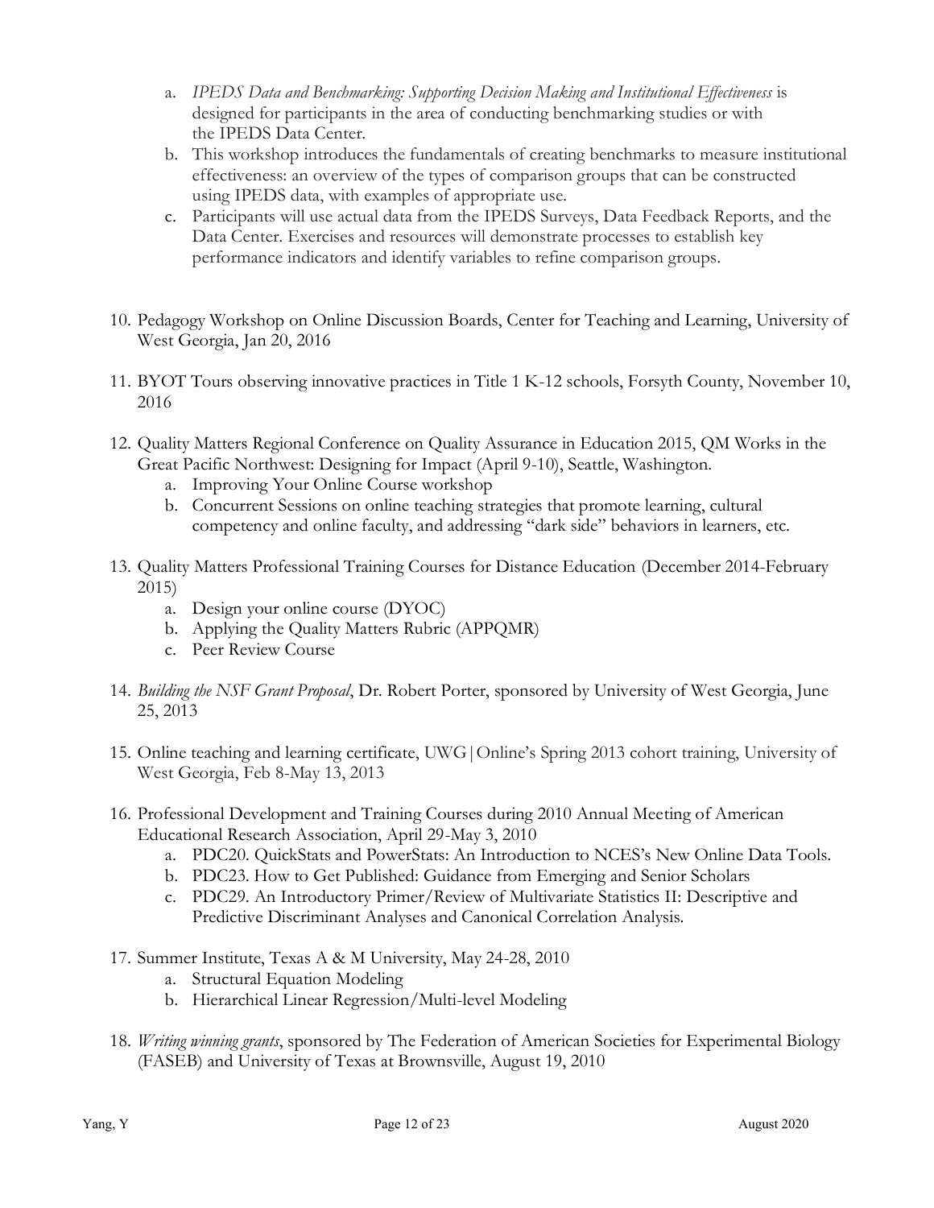a. *IPEDS Data and Benchmarking: Supporting Decision Making and Institutional Effectiveness* is designed for participants in the area of conducting benchmarking studies or with the IPEDS Data Center.
   b. This workshop introduces the fundamentals of creating benchmarks to measure institutional effectiveness: an overview of the types of comparison groups that can be constructed using IPEDS data, with examples of appropriate use.
   c. Participants will use actual data from the IPEDS Surveys, Data Feedback Reports, and the Data Center. Exercises and resources will demonstrate processes to establish key performance indicators and identify variables to refine comparison groups.

10. Pedagogy Workshop on Online Discussion Boards, Center for Teaching and Learning, University of West Georgia, Jan 20, 2016

11. BYOT Tours observing innovative practices in Title 1 K-12 schools, Forsyth County, November 10, 2016

12. Quality Matters Regional Conference on Quality Assurance in Education 2015, QM Works in the Great Pacific Northwest: Designing for Impact (April 9-10), Seattle, Washington.
    a. Improving Your Online Course workshop
    b. Concurrent Sessions on online teaching strategies that promote learning, cultural competency and online faculty, and addressing "dark side" behaviors in learners, etc.

13. Quality Matters Professional Training Courses for Distance Education (December 2014-February 2015)
    a. Design your online course (DYOC)
    b. Applying the Quality Matters Rubric (APPQMR)
    c. Peer Review Course

14. *Building the NSF Grant Proposal*, Dr. Robert Porter, sponsored by University of West Georgia, June 25, 2013

15. Online teaching and learning certificate, UWG|Online's Spring 2013 cohort training, University of West Georgia, Feb 8-May 13, 2013

16. Professional Development and Training Courses during 2010 Annual Meeting of American Educational Research Association, April 29-May 3, 2010
    a. PDC20. QuickStats and PowerStats: An Introduction to NCES's New Online Data Tools.
    b. PDC23. How to Get Published: Guidance from Emerging and Senior Scholars
    c. PDC29. An Introductory Primer/Review of Multivariate Statistics II: Descriptive and Predictive Discriminant Analyses and Canonical Correlation Analysis.

17. Summer Institute, Texas A & M University, May 24-28, 2010
    a. Structural Equation Modeling
    b. Hierarchical Linear Regression/Multi-level Modeling

18. *Writing winning grants*, sponsored by The Federation of American Societies for Experimental Biology (FASEB) and University of Texas at Brownsville, August 19, 2010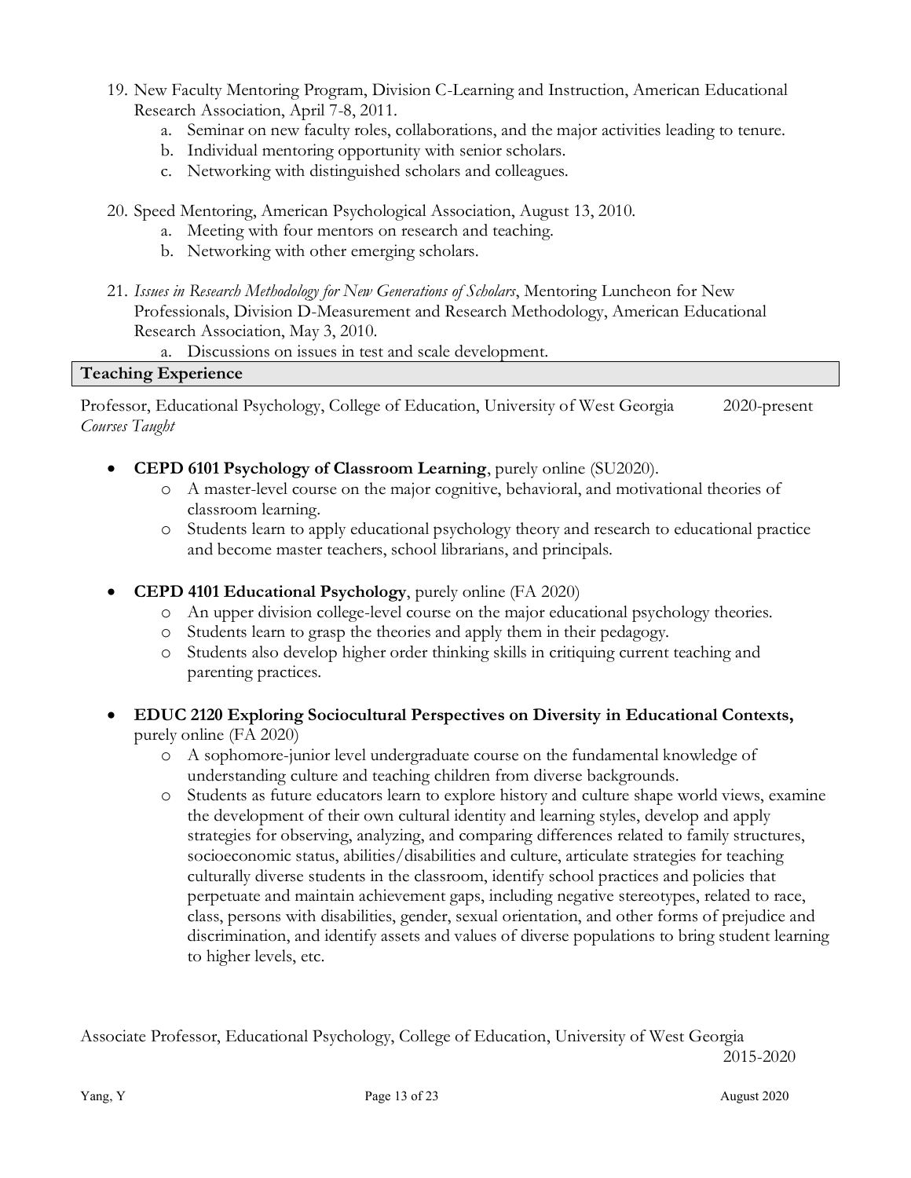19. New Faculty Mentoring Program, Division C-Learning and Instruction, American Educational Research Association, April 7-8, 2011.
    a. Seminar on new faculty roles, collaborations, and the major activities leading to tenure.
    b. Individual mentoring opportunity with senior scholars.
    c. Networking with distinguished scholars and colleagues.

20. Speed Mentoring, American Psychological Association, August 13, 2010.
    a. Meeting with four mentors on research and teaching.
    b. Networking with other emerging scholars.

21. *Issues in Research Methodology for New Generations of Scholars*, Mentoring Luncheon for New Professionals, Division D-Measurement and Research Methodology, American Educational Research Association, May 3, 2010.
    a. Discussions on issues in test and scale development.

## Teaching Experience

Professor, Educational Psychology, College of Education, University of West Georgia 2020-present

*Courses Taught*

- **CEPD 6101 Psychology of Classroom Learning**, purely online (SU2020).
  - A master-level course on the major cognitive, behavioral, and motivational theories of classroom learning.
  - Students learn to apply educational psychology theory and research to educational practice and become master teachers, school librarians, and principals.

- **CEPD 4101 Educational Psychology**, purely online (FA 2020)
  - An upper division college-level course on the major educational psychology theories.
  - Students learn to grasp the theories and apply them in their pedagogy.
  - Students also develop higher order thinking skills in critiquing current teaching and parenting practices.

- **EDUC 2120 Exploring Sociocultural Perspectives on Diversity in Educational Contexts,** purely online (FA 2020)
  - A sophomore-junior level undergraduate course on the fundamental knowledge of understanding culture and teaching children from diverse backgrounds.
  - Students as future educators learn to explore history and culture shape world views, examine the development of their own cultural identity and learning styles, develop and apply strategies for observing, analyzing, and comparing differences related to family structures, socioeconomic status, abilities/disabilities and culture, articulate strategies for teaching culturally diverse students in the classroom, identify school practices and policies that perpetuate and maintain achievement gaps, including negative stereotypes, related to race, class, persons with disabilities, gender, sexual orientation, and other forms of prejudice and discrimination, and identify assets and values of diverse populations to bring student learning to higher levels, etc.

Associate Professor, Educational Psychology, College of Education, University of West Georgia 2015-2020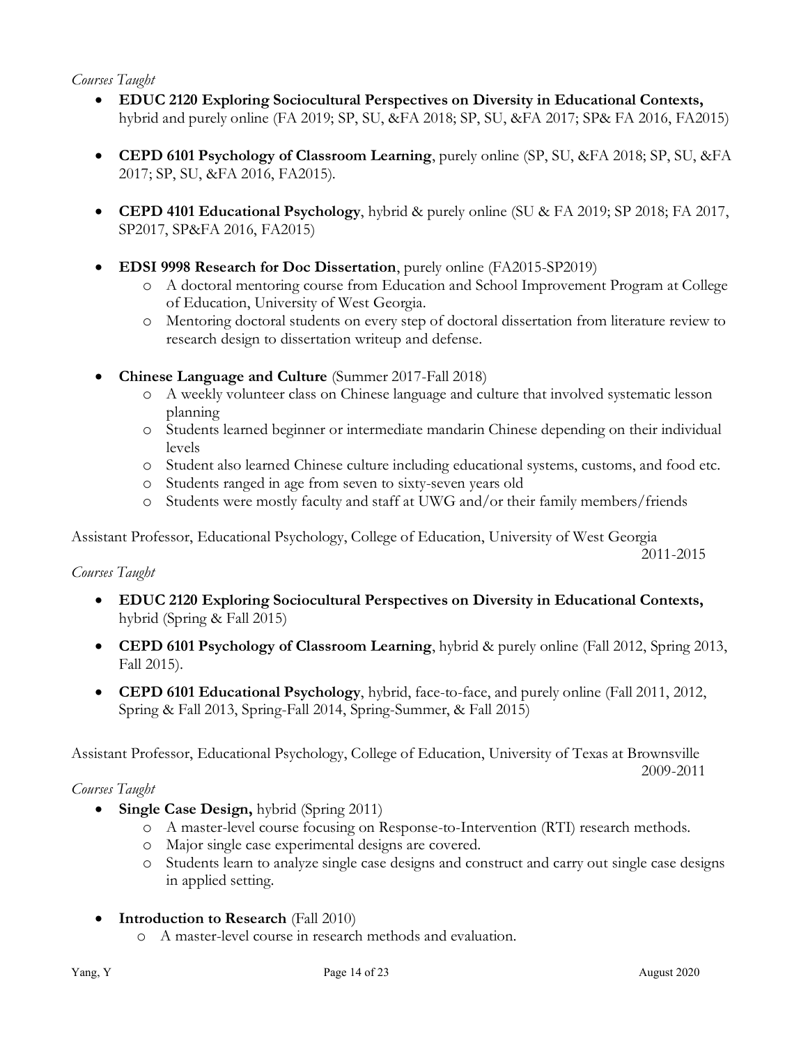*Courses Taught*

- **EDUC 2120 Exploring Sociocultural Perspectives on Diversity in Educational Contexts,** hybrid and purely online (FA 2019; SP, SU, &FA 2018; SP, SU, &FA 2017; SP& FA 2016, FA2015)

- **CEPD 6101 Psychology of Classroom Learning**, purely online (SP, SU, &FA 2018; SP, SU, &FA 2017; SP, SU, &FA 2016, FA2015).

- **CEPD 4101 Educational Psychology**, hybrid & purely online (SU & FA 2019; SP 2018; FA 2017, SP2017, SP&FA 2016, FA2015)

- **EDSI 9998 Research for Doc Dissertation**, purely online (FA2015-SP2019)
  - A doctoral mentoring course from Education and School Improvement Program at College of Education, University of West Georgia.
  - Mentoring doctoral students on every step of doctoral dissertation from literature review to research design to dissertation writeup and defense.

- **Chinese Language and Culture** (Summer 2017-Fall 2018)
  - A weekly volunteer class on Chinese language and culture that involved systematic lesson planning
  - Students learned beginner or intermediate mandarin Chinese depending on their individual levels
  - Student also learned Chinese culture including educational systems, customs, and food etc.
  - Students ranged in age from seven to sixty-seven years old
  - Students were mostly faculty and staff at UWG and/or their family members/friends

Assistant Professor, Educational Psychology, College of Education, University of West Georgia
2011-2015

*Courses Taught*

- **EDUC 2120 Exploring Sociocultural Perspectives on Diversity in Educational Contexts,** hybrid (Spring & Fall 2015)

- **CEPD 6101 Psychology of Classroom Learning**, hybrid & purely online (Fall 2012, Spring 2013, Fall 2015).

- **CEPD 6101 Educational Psychology**, hybrid, face-to-face, and purely online (Fall 2011, 2012, Spring & Fall 2013, Spring-Fall 2014, Spring-Summer, & Fall 2015)

Assistant Professor, Educational Psychology, College of Education, University of Texas at Brownsville
2009-2011

*Courses Taught*

- **Single Case Design,** hybrid (Spring 2011)
  - A master-level course focusing on Response-to-Intervention (RTI) research methods.
  - Major single case experimental designs are covered.
  - Students learn to analyze single case designs and construct and carry out single case designs in applied setting.

- **Introduction to Research** (Fall 2010)
  - A master-level course in research methods and evaluation.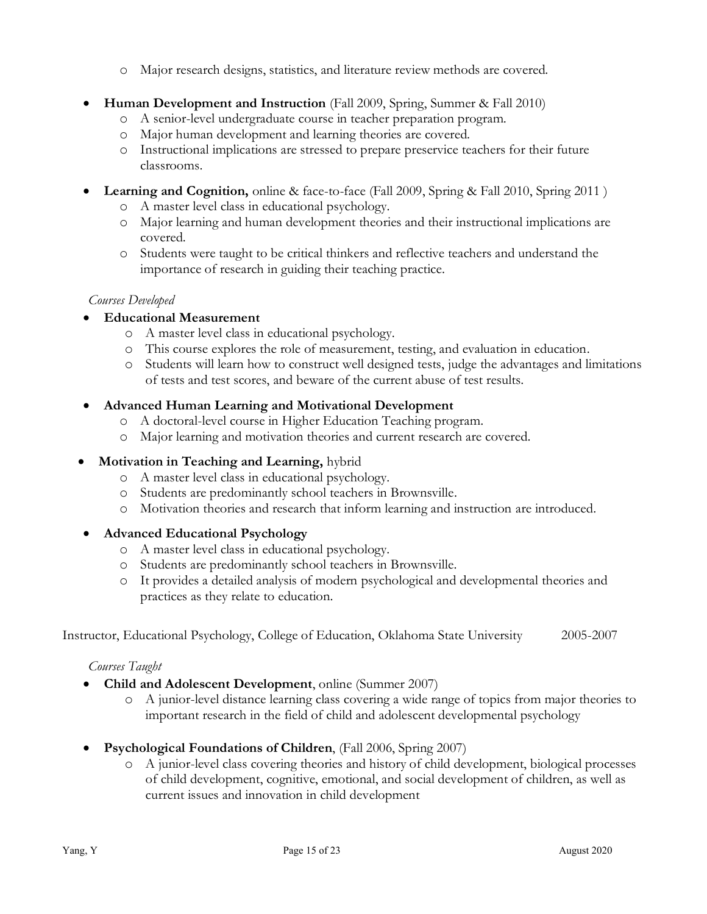- Major research designs, statistics, and literature review methods are covered.

- **Human Development and Instruction** (Fall 2009, Spring, Summer & Fall 2010)
  - A senior-level undergraduate course in teacher preparation program.
  - Major human development and learning theories are covered.
  - Instructional implications are stressed to prepare preservice teachers for their future classrooms.

- **Learning and Cognition,** online & face-to-face (Fall 2009, Spring & Fall 2010, Spring 2011 )
  - A master level class in educational psychology.
  - Major learning and human development theories and their instructional implications are covered.
  - Students were taught to be critical thinkers and reflective teachers and understand the importance of research in guiding their teaching practice.

*Courses Developed*

- **Educational Measurement**
  - A master level class in educational psychology.
  - This course explores the role of measurement, testing, and evaluation in education.
  - Students will learn how to construct well designed tests, judge the advantages and limitations of tests and test scores, and beware of the current abuse of test results.

- **Advanced Human Learning and Motivational Development**
  - A doctoral-level course in Higher Education Teaching program.
  - Major learning and motivation theories and current research are covered.

- **Motivation in Teaching and Learning,** hybrid
  - A master level class in educational psychology.
  - Students are predominantly school teachers in Brownsville.
  - Motivation theories and research that inform learning and instruction are introduced.

- **Advanced Educational Psychology**
  - A master level class in educational psychology.
  - Students are predominantly school teachers in Brownsville.
  - It provides a detailed analysis of modern psychological and developmental theories and practices as they relate to education.

Instructor, Educational Psychology, College of Education, Oklahoma State University 2005-2007

*Courses Taught*

- **Child and Adolescent Development**, online (Summer 2007)
  - A junior-level distance learning class covering a wide range of topics from major theories to important research in the field of child and adolescent developmental psychology

- **Psychological Foundations of Children**, (Fall 2006, Spring 2007)
  - A junior-level class covering theories and history of child development, biological processes of child development, cognitive, emotional, and social development of children, as well as current issues and innovation in child development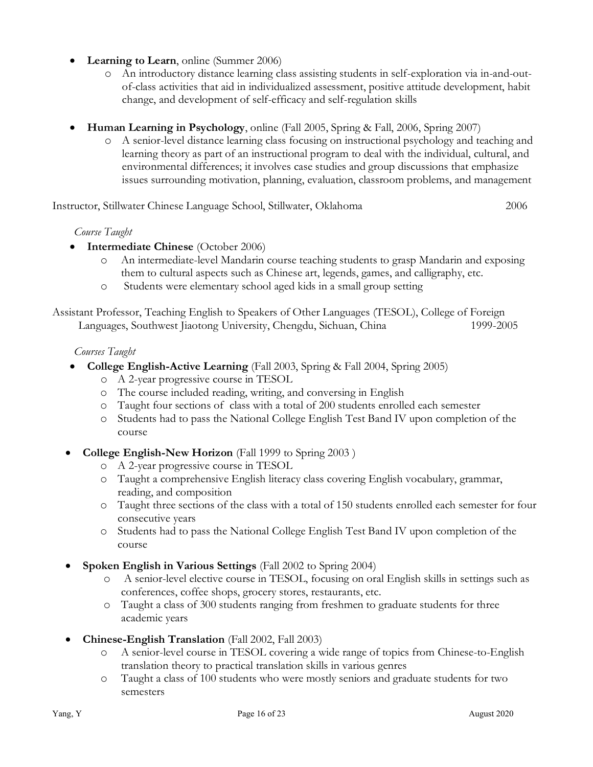- **Learning to Learn**, online (Summer 2006)
  - An introductory distance learning class assisting students in self-exploration via in-and-out-of-class activities that aid in individualized assessment, positive attitude development, habit change, and development of self-efficacy and self-regulation skills

- **Human Learning in Psychology**, online (Fall 2005, Spring & Fall, 2006, Spring 2007)
  - A senior-level distance learning class focusing on instructional psychology and teaching and learning theory as part of an instructional program to deal with the individual, cultural, and environmental differences; it involves case studies and group discussions that emphasize issues surrounding motivation, planning, evaluation, classroom problems, and management

Instructor, Stillwater Chinese Language School, Stillwater, Oklahoma 2006

*Course Taught*

- **Intermediate Chinese** (October 2006)
  - An intermediate-level Mandarin course teaching students to grasp Mandarin and exposing them to cultural aspects such as Chinese art, legends, games, and calligraphy, etc.
  - Students were elementary school aged kids in a small group setting

Assistant Professor, Teaching English to Speakers of Other Languages (TESOL), College of Foreign Languages, Southwest Jiaotong University, Chengdu, Sichuan, China 1999-2005

*Courses Taught*

- **College English-Active Learning** (Fall 2003, Spring & Fall 2004, Spring 2005)
  - A 2-year progressive course in TESOL
  - The course included reading, writing, and conversing in English
  - Taught four sections of class with a total of 200 students enrolled each semester
  - Students had to pass the National College English Test Band IV upon completion of the course

- **College English-New Horizon** (Fall 1999 to Spring 2003 )
  - A 2-year progressive course in TESOL
  - Taught a comprehensive English literacy class covering English vocabulary, grammar, reading, and composition
  - Taught three sections of the class with a total of 150 students enrolled each semester for four consecutive years
  - Students had to pass the National College English Test Band IV upon completion of the course

- **Spoken English in Various Settings** (Fall 2002 to Spring 2004)
  - A senior-level elective course in TESOL, focusing on oral English skills in settings such as conferences, coffee shops, grocery stores, restaurants, etc.
  - Taught a class of 300 students ranging from freshmen to graduate students for three academic years

- **Chinese-English Translation** (Fall 2002, Fall 2003)
  - A senior-level course in TESOL covering a wide range of topics from Chinese-to-English translation theory to practical translation skills in various genres
  - Taught a class of 100 students who were mostly seniors and graduate students for two semesters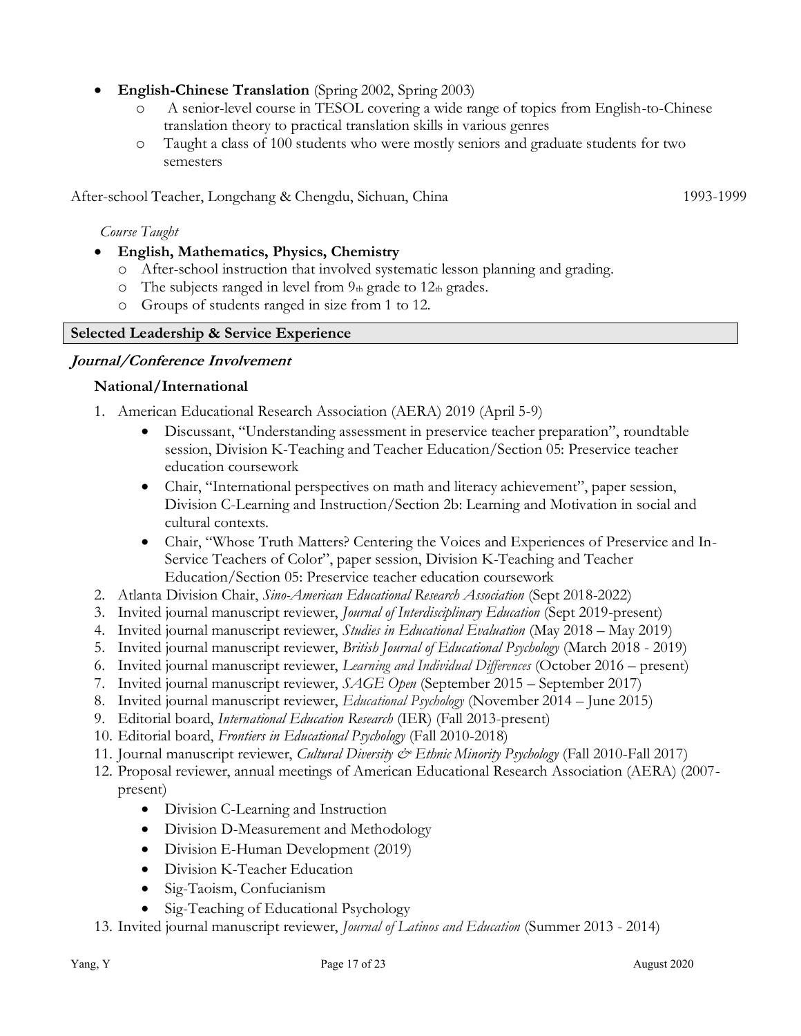- **English-Chinese Translation** (Spring 2002, Spring 2003)
    - A senior-level course in TESOL covering a wide range of topics from English-to-Chinese translation theory to practical translation skills in various genres
    - Taught a class of 100 students who were mostly seniors and graduate students for two semesters

After-school Teacher, Longchang & Chengdu, Sichuan, China 1993-1999

*Course Taught*

- **English, Mathematics, Physics, Chemistry**
    - After-school instruction that involved systematic lesson planning and grading.
    - The subjects ranged in level from 9th grade to 12th grades.
    - Groups of students ranged in size from 1 to 12.

## Selected Leadership & Service Experience

### *Journal/Conference Involvement*

#### National/International

1. American Educational Research Association (AERA) 2019 (April 5-9)
    - Discussant, "Understanding assessment in preservice teacher preparation", roundtable session, Division K-Teaching and Teacher Education/Section 05: Preservice teacher education coursework
    - Chair, "International perspectives on math and literacy achievement", paper session, Division C-Learning and Instruction/Section 2b: Learning and Motivation in social and cultural contexts.
    - Chair, "Whose Truth Matters? Centering the Voices and Experiences of Preservice and In-Service Teachers of Color", paper session, Division K-Teaching and Teacher Education/Section 05: Preservice teacher education coursework
2. Atlanta Division Chair, *Sino-American Educational Research Association* (Sept 2018-2022)
3. Invited journal manuscript reviewer, *Journal of Interdisciplinary Education* (Sept 2019-present)
4. Invited journal manuscript reviewer, *Studies in Educational Evaluation* (May 2018 – May 2019)
5. Invited journal manuscript reviewer, *British Journal of Educational Psychology* (March 2018 - 2019)
6. Invited journal manuscript reviewer, *Learning and Individual Differences* (October 2016 – present)
7. Invited journal manuscript reviewer, *SAGE Open* (September 2015 – September 2017)
8. Invited journal manuscript reviewer, *Educational Psychology* (November 2014 – June 2015)
9. Editorial board, *International Education Research* (IER) (Fall 2013-present)
10. Editorial board, *Frontiers in Educational Psychology* (Fall 2010-2018)
11. Journal manuscript reviewer, *Cultural Diversity & Ethnic Minority Psychology* (Fall 2010-Fall 2017)
12. Proposal reviewer, annual meetings of American Educational Research Association (AERA) (2007-present)
    - Division C-Learning and Instruction
    - Division D-Measurement and Methodology
    - Division E-Human Development (2019)
    - Division K-Teacher Education
    - Sig-Taoism, Confucianism
    - Sig-Teaching of Educational Psychology
13. Invited journal manuscript reviewer, *Journal of Latinos and Education* (Summer 2013 - 2014)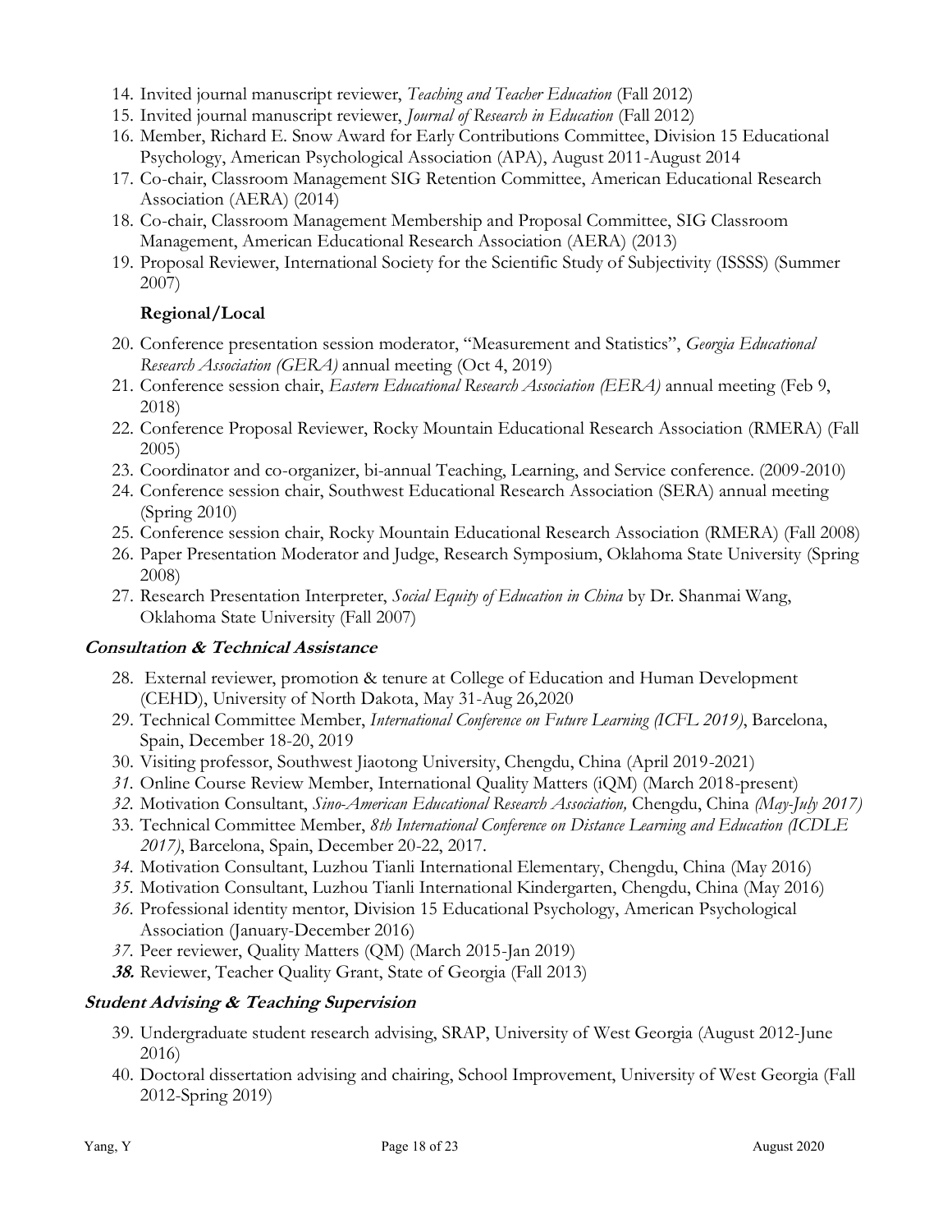14. Invited journal manuscript reviewer, *Teaching and Teacher Education* (Fall 2012)
15. Invited journal manuscript reviewer, *Journal of Research in Education* (Fall 2012)
16. Member, Richard E. Snow Award for Early Contributions Committee, Division 15 Educational Psychology, American Psychological Association (APA), August 2011-August 2014
17. Co-chair, Classroom Management SIG Retention Committee, American Educational Research Association (AERA) (2014)
18. Co-chair, Classroom Management Membership and Proposal Committee, SIG Classroom Management, American Educational Research Association (AERA) (2013)
19. Proposal Reviewer, International Society for the Scientific Study of Subjectivity (ISSSS) (Summer 2007)

**Regional/Local**

20. Conference presentation session moderator, "Measurement and Statistics", *Georgia Educational Research Association (GERA)* annual meeting (Oct 4, 2019)
21. Conference session chair, *Eastern Educational Research Association (EERA)* annual meeting (Feb 9, 2018)
22. Conference Proposal Reviewer, Rocky Mountain Educational Research Association (RMERA) (Fall 2005)
23. Coordinator and co-organizer, bi-annual Teaching, Learning, and Service conference. (2009-2010)
24. Conference session chair, Southwest Educational Research Association (SERA) annual meeting (Spring 2010)
25. Conference session chair, Rocky Mountain Educational Research Association (RMERA) (Fall 2008)
26. Paper Presentation Moderator and Judge, Research Symposium, Oklahoma State University (Spring 2008)
27. Research Presentation Interpreter, *Social Equity of Education in China* by Dr. Shanmai Wang, Oklahoma State University (Fall 2007)

***Consultation & Technical Assistance***

28. External reviewer, promotion & tenure at College of Education and Human Development (CEHD), University of North Dakota, May 31-Aug 26,2020
29. Technical Committee Member, *International Conference on Future Learning (ICFL 2019)*, Barcelona, Spain, December 18-20, 2019
30. Visiting professor, Southwest Jiaotong University, Chengdu, China (April 2019-2021)
31. Online Course Review Member, International Quality Matters (iQM) (March 2018-present)
32. Motivation Consultant, *Sino-American Educational Research Association,* Chengdu, China *(May-July 2017)*
33. Technical Committee Member, *8th International Conference on Distance Learning and Education (ICDLE 2017)*, Barcelona, Spain, December 20-22, 2017.
34. Motivation Consultant, Luzhou Tianli International Elementary, Chengdu, China (May 2016)
35. Motivation Consultant, Luzhou Tianli International Kindergarten, Chengdu, China (May 2016)
36. Professional identity mentor, Division 15 Educational Psychology, American Psychological Association (January-December 2016)
37. Peer reviewer, Quality Matters (QM) (March 2015-Jan 2019)
38. Reviewer, Teacher Quality Grant, State of Georgia (Fall 2013)

***Student Advising & Teaching Supervision***

39. Undergraduate student research advising, SRAP, University of West Georgia (August 2012-June 2016)
40. Doctoral dissertation advising and chairing, School Improvement, University of West Georgia (Fall 2012-Spring 2019)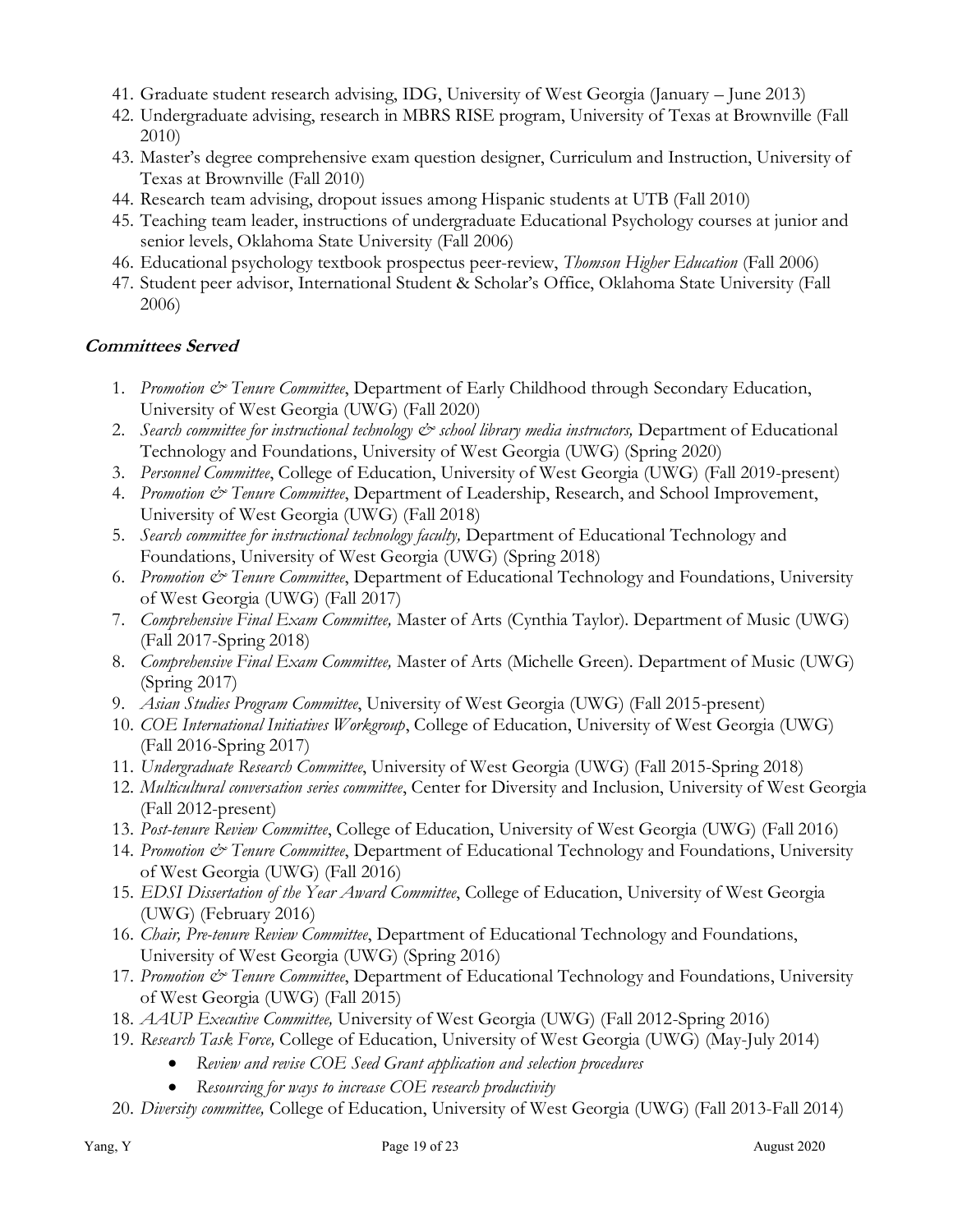41. Graduate student research advising, IDG, University of West Georgia (January – June 2013)
42. Undergraduate advising, research in MBRS RISE program, University of Texas at Brownville (Fall 2010)
43. Master's degree comprehensive exam question designer, Curriculum and Instruction, University of Texas at Brownville (Fall 2010)
44. Research team advising, dropout issues among Hispanic students at UTB (Fall 2010)
45. Teaching team leader, instructions of undergraduate Educational Psychology courses at junior and senior levels, Oklahoma State University (Fall 2006)
46. Educational psychology textbook prospectus peer-review, *Thomson Higher Education* (Fall 2006)
47. Student peer advisor, International Student & Scholar's Office, Oklahoma State University (Fall 2006)

### ***Committees Served***

1. *Promotion & Tenure Committee*, Department of Early Childhood through Secondary Education, University of West Georgia (UWG) (Fall 2020)
2. *Search committee for instructional technology & school library media instructors,* Department of Educational Technology and Foundations, University of West Georgia (UWG) (Spring 2020)
3. *Personnel Committee*, College of Education, University of West Georgia (UWG) (Fall 2019-present)
4. *Promotion & Tenure Committee*, Department of Leadership, Research, and School Improvement, University of West Georgia (UWG) (Fall 2018)
5. *Search committee for instructional technology faculty,* Department of Educational Technology and Foundations, University of West Georgia (UWG) (Spring 2018)
6. *Promotion & Tenure Committee*, Department of Educational Technology and Foundations, University of West Georgia (UWG) (Fall 2017)
7. *Comprehensive Final Exam Committee,* Master of Arts (Cynthia Taylor). Department of Music (UWG) (Fall 2017-Spring 2018)
8. *Comprehensive Final Exam Committee,* Master of Arts (Michelle Green). Department of Music (UWG) (Spring 2017)
9. *Asian Studies Program Committee*, University of West Georgia (UWG) (Fall 2015-present)
10. *COE International Initiatives Workgroup*, College of Education, University of West Georgia (UWG) (Fall 2016-Spring 2017)
11. *Undergraduate Research Committee*, University of West Georgia (UWG) (Fall 2015-Spring 2018)
12. *Multicultural conversation series committee*, Center for Diversity and Inclusion, University of West Georgia (Fall 2012-present)
13. *Post-tenure Review Committee*, College of Education, University of West Georgia (UWG) (Fall 2016)
14. *Promotion & Tenure Committee*, Department of Educational Technology and Foundations, University of West Georgia (UWG) (Fall 2016)
15. *EDSI Dissertation of the Year Award Committee*, College of Education, University of West Georgia (UWG) (February 2016)
16. *Chair, Pre-tenure Review Committee*, Department of Educational Technology and Foundations, University of West Georgia (UWG) (Spring 2016)
17. *Promotion & Tenure Committee*, Department of Educational Technology and Foundations, University of West Georgia (UWG) (Fall 2015)
18. *AAUP Executive Committee,* University of West Georgia (UWG) (Fall 2012-Spring 2016)
19. *Research Task Force,* College of Education, University of West Georgia (UWG) (May-July 2014)
    - *Review and revise COE Seed Grant application and selection procedures*
    - *Resourcing for ways to increase COE research productivity*
20. *Diversity committee,* College of Education, University of West Georgia (UWG) (Fall 2013-Fall 2014)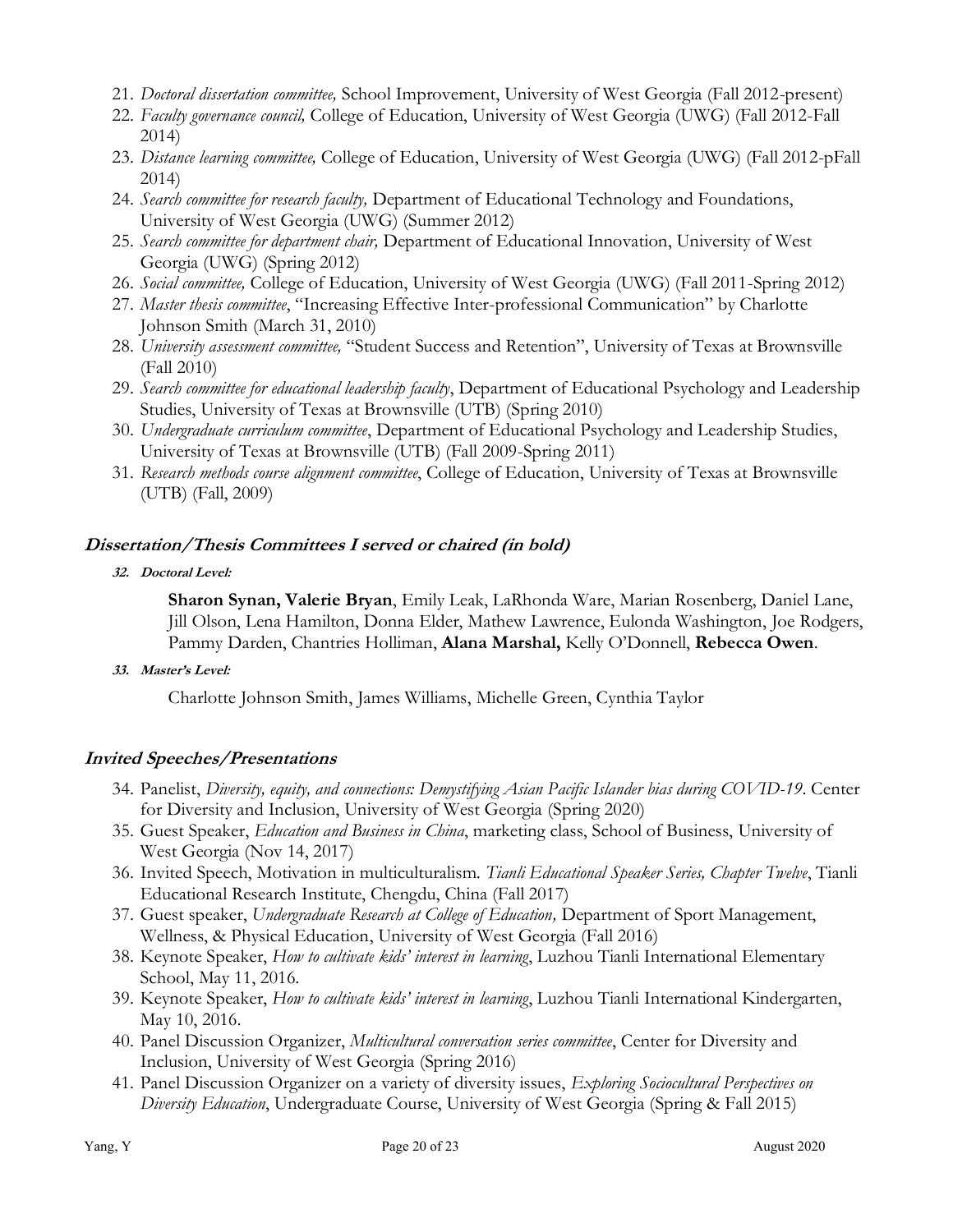21. *Doctoral dissertation committee,* School Improvement, University of West Georgia (Fall 2012-present)
22. *Faculty governance council,* College of Education, University of West Georgia (UWG) (Fall 2012-Fall 2014)
23. *Distance learning committee,* College of Education, University of West Georgia (UWG) (Fall 2012-pFall 2014)
24. *Search committee for research faculty,* Department of Educational Technology and Foundations, University of West Georgia (UWG) (Summer 2012)
25. *Search committee for department chair,* Department of Educational Innovation, University of West Georgia (UWG) (Spring 2012)
26. *Social committee,* College of Education, University of West Georgia (UWG) (Fall 2011-Spring 2012)
27. *Master thesis committee*, "Increasing Effective Inter-professional Communication" by Charlotte Johnson Smith (March 31, 2010)
28. *University assessment committee,* "Student Success and Retention", University of Texas at Brownsville (Fall 2010)
29. *Search committee for educational leadership faculty*, Department of Educational Psychology and Leadership Studies, University of Texas at Brownsville (UTB) (Spring 2010)
30. *Undergraduate curriculum committee*, Department of Educational Psychology and Leadership Studies, University of Texas at Brownsville (UTB) (Fall 2009-Spring 2011)
31. *Research methods course alignment committee*, College of Education, University of Texas at Brownsville (UTB) (Fall, 2009)

## *Dissertation/Thesis Committees I served or chaired (in bold)*

32. ***Doctoral Level:***

    **Sharon Synan, Valerie Bryan**, Emily Leak, LaRhonda Ware, Marian Rosenberg, Daniel Lane, Jill Olson, Lena Hamilton, Donna Elder, Mathew Lawrence, Eulonda Washington, Joe Rodgers, Pammy Darden, Chantries Holliman, **Alana Marshal,** Kelly O'Donnell, **Rebecca Owen**.

33. ***Master's Level:***

    Charlotte Johnson Smith, James Williams, Michelle Green, Cynthia Taylor

## *Invited Speeches/Presentations*

34. Panelist, *Diversity, equity, and connections: Demystifying Asian Pacific Islander bias during COVID-19*. Center for Diversity and Inclusion, University of West Georgia (Spring 2020)
35. Guest Speaker, *Education and Business in China*, marketing class, School of Business, University of West Georgia (Nov 14, 2017)
36. Invited Speech, Motivation in multiculturalism. *Tianli Educational Speaker Series, Chapter Twelve*, Tianli Educational Research Institute, Chengdu, China (Fall 2017)
37. Guest speaker, *Undergraduate Research at College of Education,* Department of Sport Management, Wellness, & Physical Education, University of West Georgia (Fall 2016)
38. Keynote Speaker, *How to cultivate kids' interest in learning*, Luzhou Tianli International Elementary School, May 11, 2016.
39. Keynote Speaker, *How to cultivate kids' interest in learning*, Luzhou Tianli International Kindergarten, May 10, 2016.
40. Panel Discussion Organizer, *Multicultural conversation series committee*, Center for Diversity and Inclusion, University of West Georgia (Spring 2016)
41. Panel Discussion Organizer on a variety of diversity issues, *Exploring Sociocultural Perspectives on Diversity Education*, Undergraduate Course, University of West Georgia (Spring & Fall 2015)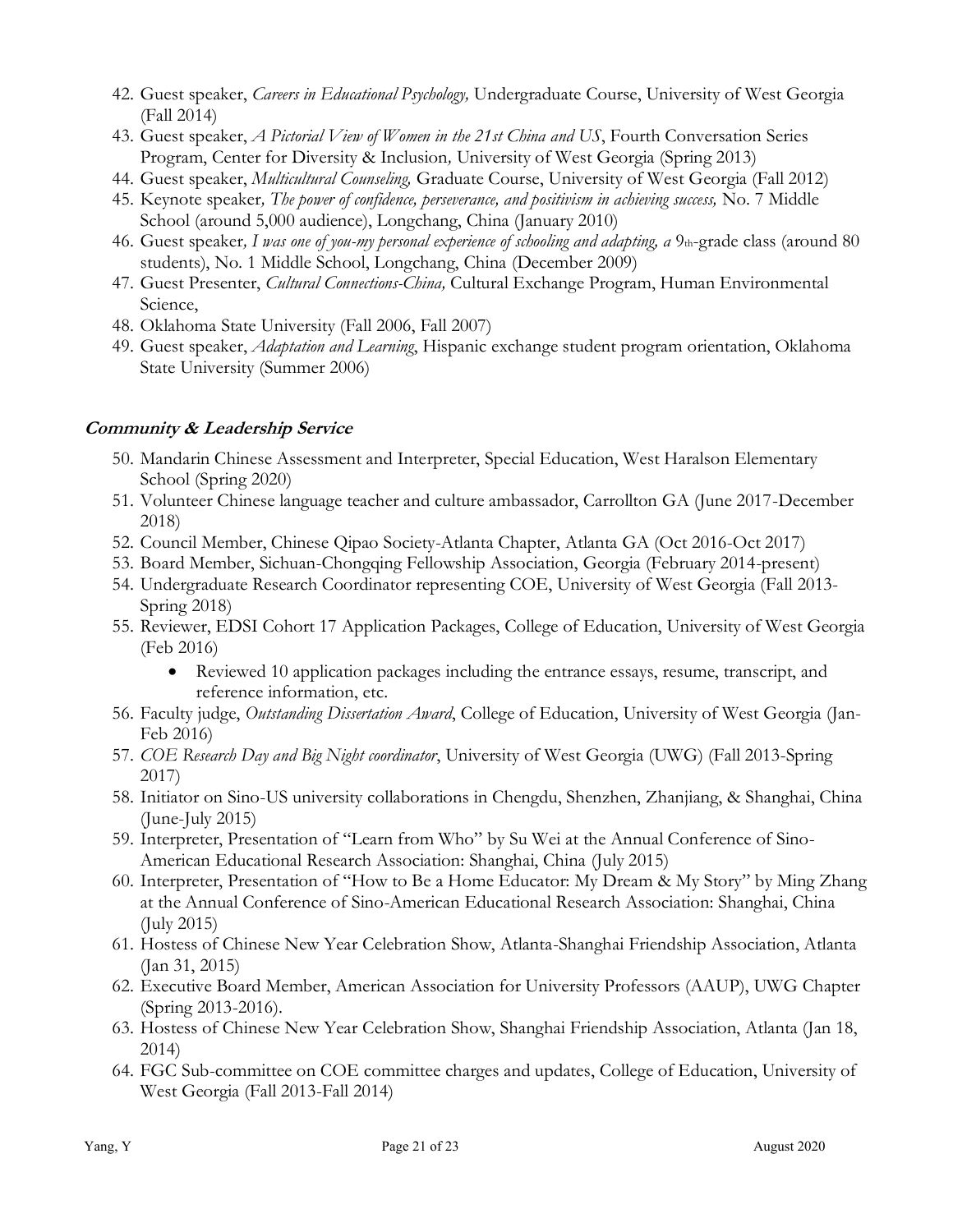42. Guest speaker, *Careers in Educational Psychology,* Undergraduate Course, University of West Georgia (Fall 2014)
43. Guest speaker, *A Pictorial View of Women in the 21st China and US*, Fourth Conversation Series Program, Center for Diversity & Inclusion, University of West Georgia (Spring 2013)
44. Guest speaker, *Multicultural Counseling,* Graduate Course, University of West Georgia (Fall 2012)
45. Keynote speaker, *The power of confidence, perseverance, and positivism in achieving success,* No. 7 Middle School (around 5,000 audience), Longchang, China (January 2010)
46. Guest speaker, *I was one of you-my personal experience of schooling and adapting, a* 9th-grade class (around 80 students), No. 1 Middle School, Longchang, China (December 2009)
47. Guest Presenter, *Cultural Connections-China,* Cultural Exchange Program, Human Environmental Science,
48. Oklahoma State University (Fall 2006, Fall 2007)
49. Guest speaker, *Adaptation and Learning*, Hispanic exchange student program orientation, Oklahoma State University (Summer 2006)

### ***Community & Leadership Service***

50. Mandarin Chinese Assessment and Interpreter, Special Education, West Haralson Elementary School (Spring 2020)
51. Volunteer Chinese language teacher and culture ambassador, Carrollton GA (June 2017-December 2018)
52. Council Member, Chinese Qipao Society-Atlanta Chapter, Atlanta GA (Oct 2016-Oct 2017)
53. Board Member, Sichuan-Chongqing Fellowship Association, Georgia (February 2014-present)
54. Undergraduate Research Coordinator representing COE, University of West Georgia (Fall 2013-Spring 2018)
55. Reviewer, EDSI Cohort 17 Application Packages, College of Education, University of West Georgia (Feb 2016)
    - Reviewed 10 application packages including the entrance essays, resume, transcript, and reference information, etc.
56. Faculty judge, *Outstanding Dissertation Award*, College of Education, University of West Georgia (Jan-Feb 2016)
57. *COE Research Day and Big Night coordinator*, University of West Georgia (UWG) (Fall 2013-Spring 2017)
58. Initiator on Sino-US university collaborations in Chengdu, Shenzhen, Zhanjiang, & Shanghai, China (June-July 2015)
59. Interpreter, Presentation of "Learn from Who" by Su Wei at the Annual Conference of Sino-American Educational Research Association: Shanghai, China (July 2015)
60. Interpreter, Presentation of "How to Be a Home Educator: My Dream & My Story" by Ming Zhang at the Annual Conference of Sino-American Educational Research Association: Shanghai, China (July 2015)
61. Hostess of Chinese New Year Celebration Show, Atlanta-Shanghai Friendship Association, Atlanta (Jan 31, 2015)
62. Executive Board Member, American Association for University Professors (AAUP), UWG Chapter (Spring 2013-2016).
63. Hostess of Chinese New Year Celebration Show, Shanghai Friendship Association, Atlanta (Jan 18, 2014)
64. FGC Sub-committee on COE committee charges and updates, College of Education, University of West Georgia (Fall 2013-Fall 2014)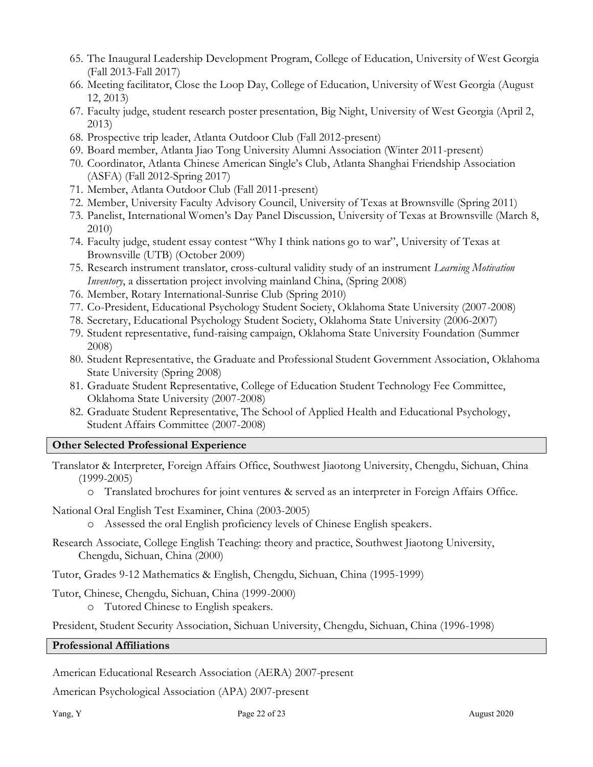65. The Inaugural Leadership Development Program, College of Education, University of West Georgia (Fall 2013-Fall 2017)
66. Meeting facilitator, Close the Loop Day, College of Education, University of West Georgia (August 12, 2013)
67. Faculty judge, student research poster presentation, Big Night, University of West Georgia (April 2, 2013)
68. Prospective trip leader, Atlanta Outdoor Club (Fall 2012-present)
69. Board member, Atlanta Jiao Tong University Alumni Association (Winter 2011-present)
70. Coordinator, Atlanta Chinese American Single's Club, Atlanta Shanghai Friendship Association (ASFA) (Fall 2012-Spring 2017)
71. Member, Atlanta Outdoor Club (Fall 2011-present)
72. Member, University Faculty Advisory Council, University of Texas at Brownsville (Spring 2011)
73. Panelist, International Women's Day Panel Discussion, University of Texas at Brownsville (March 8, 2010)
74. Faculty judge, student essay contest "Why I think nations go to war", University of Texas at Brownsville (UTB) (October 2009)
75. Research instrument translator, cross-cultural validity study of an instrument *Learning Motivation Inventory*, a dissertation project involving mainland China, (Spring 2008)
76. Member, Rotary International-Sunrise Club (Spring 2010)
77. Co-President, Educational Psychology Student Society, Oklahoma State University (2007-2008)
78. Secretary, Educational Psychology Student Society, Oklahoma State University (2006-2007)
79. Student representative, fund-raising campaign, Oklahoma State University Foundation (Summer 2008)
80. Student Representative, the Graduate and Professional Student Government Association, Oklahoma State University (Spring 2008)
81. Graduate Student Representative, College of Education Student Technology Fee Committee, Oklahoma State University (2007-2008)
82. Graduate Student Representative, The School of Applied Health and Educational Psychology, Student Affairs Committee (2007-2008)

## Other Selected Professional Experience

Translator & Interpreter, Foreign Affairs Office, Southwest Jiaotong University, Chengdu, Sichuan, China (1999-2005)

- Translated brochures for joint ventures & served as an interpreter in Foreign Affairs Office.

National Oral English Test Examiner, China (2003-2005)

- Assessed the oral English proficiency levels of Chinese English speakers.

Research Associate, College English Teaching: theory and practice, Southwest Jiaotong University, Chengdu, Sichuan, China (2000)

Tutor, Grades 9-12 Mathematics & English, Chengdu, Sichuan, China (1995-1999)

Tutor, Chinese, Chengdu, Sichuan, China (1999-2000)

- Tutored Chinese to English speakers.

President, Student Security Association, Sichuan University, Chengdu, Sichuan, China (1996-1998)

## Professional Affiliations

American Educational Research Association (AERA) 2007-present

American Psychological Association (APA) 2007-present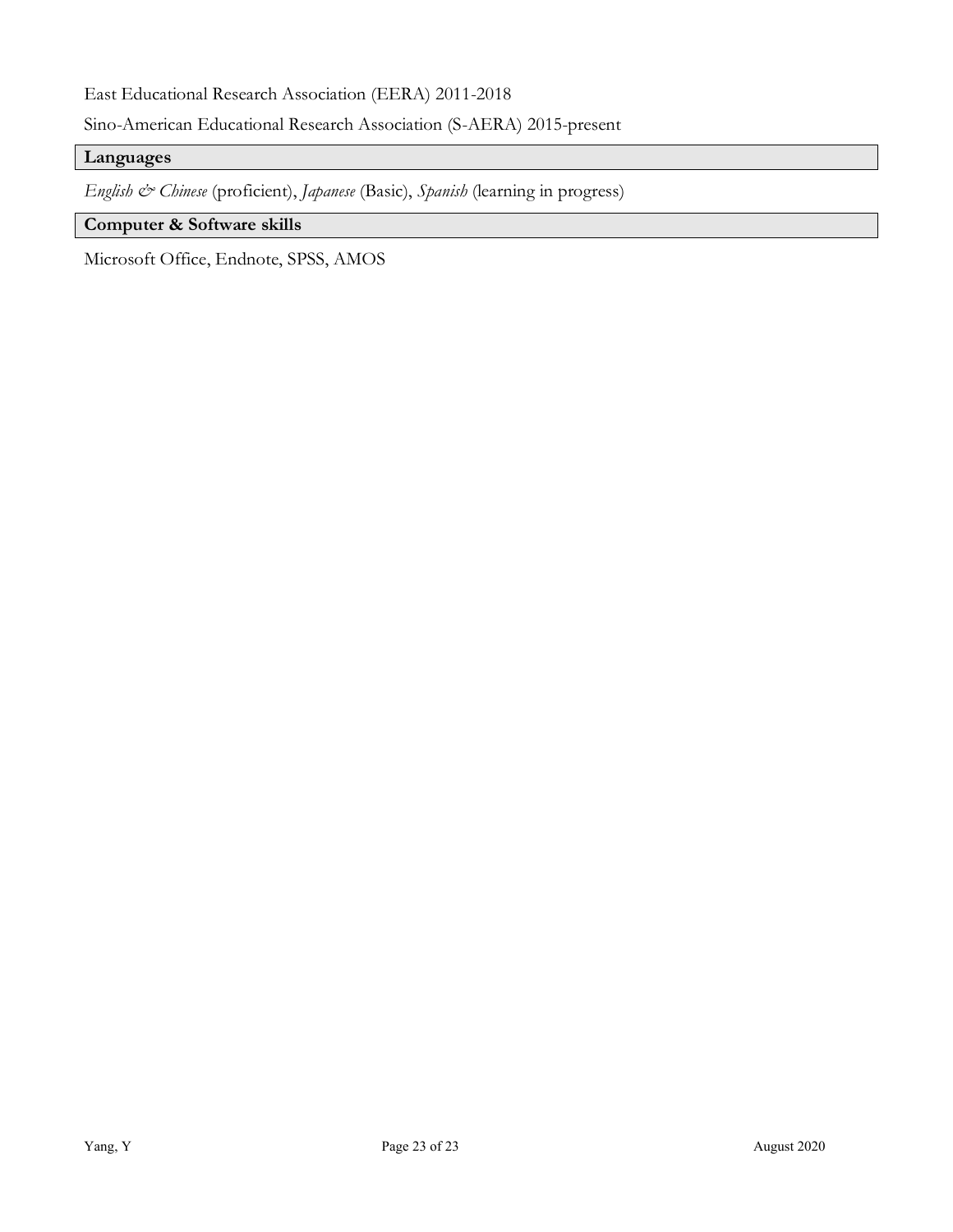East Educational Research Association (EERA) 2011-2018

Sino-American Educational Research Association (S-AERA) 2015-present

## Languages

*English & Chinese* (proficient), *Japanese* (Basic), *Spanish* (learning in progress)

## Computer & Software skills

Microsoft Office, Endnote, SPSS, AMOS